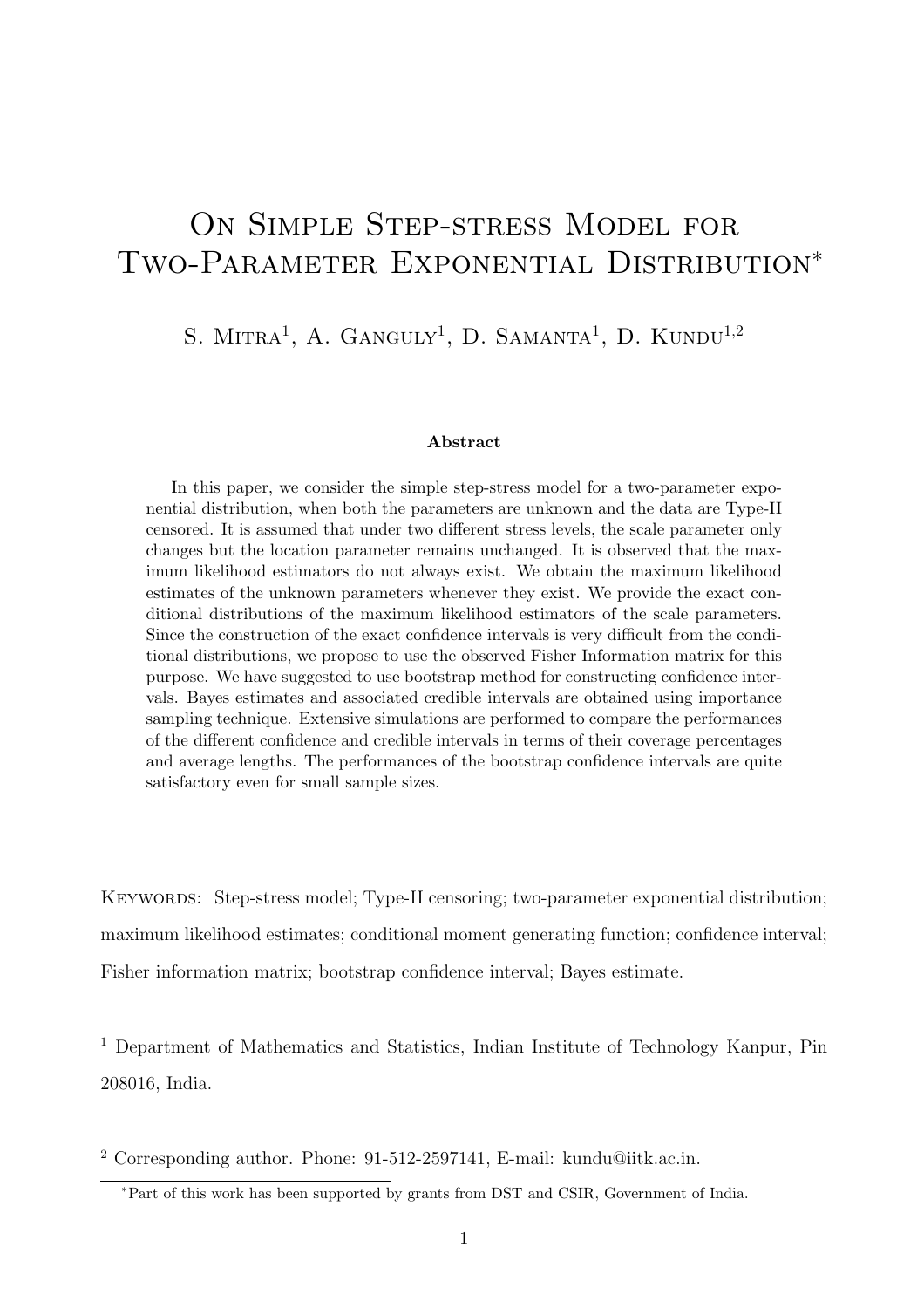# On Simple Step-stress Model for Two-Parameter Exponential Distribution*

S. Mitra[1], A. Ganguly[1], D. Samanta[1], D. Kundu[1,2]

### Abstract

In this paper, we consider the simple step-stress model for a two-parameter exponential distribution, when both the parameters are unknown and the data are Type-II censored. It is assumed that under two different stress levels, the scale parameter only changes but the location parameter remains unchanged. It is observed that the maximum likelihood estimators do not always exist. We obtain the maximum likelihood estimates of the unknown parameters whenever they exist. We provide the exact conditional distributions of the maximum likelihood estimators of the scale parameters. Since the construction of the exact confidence intervals is very difficult from the conditional distributions, we propose to use the observed Fisher Information matrix for this purpose. We have suggested to use bootstrap method for constructing confidence intervals. Bayes estimates and associated credible intervals are obtained using importance sampling technique. Extensive simulations are performed to compare the performances of the different confidence and credible intervals in terms of their coverage percentages and average lengths. The performances of the bootstrap confidence intervals are quite satisfactory even for small sample sizes.

Keywords: Step-stress model; Type-II censoring; two-parameter exponential distribution; maximum likelihood estimates; conditional moment generating function; confidence interval; Fisher information matrix; bootstrap confidence interval; Bayes estimate.

[1] Department of Mathematics and Statistics, Indian Institute of Technology Kanpur, Pin 208016, India.

[2] Corresponding author. Phone: 91-512-2597141, E-mail: kundu@iitk.ac.in.

*Part of this work has been supported by grants from DST and CSIR, Government of India.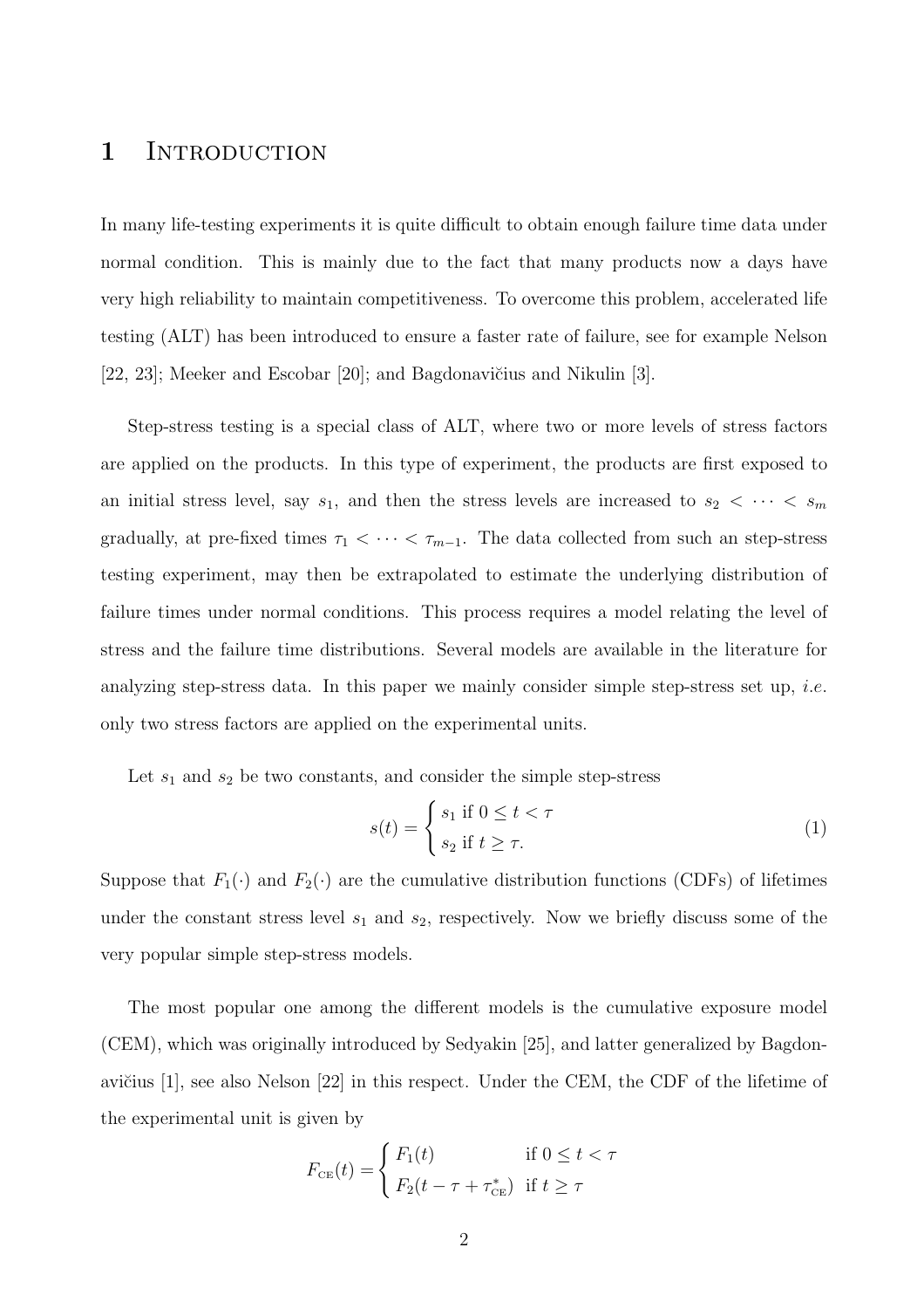# 1 Introduction

In many life-testing experiments it is quite difficult to obtain enough failure time data under normal condition. This is mainly due to the fact that many products now a days have very high reliability to maintain competitiveness. To overcome this problem, accelerated life testing (ALT) has been introduced to ensure a faster rate of failure, see for example Nelson [22, 23]; Meeker and Escobar [20]; and Bagdonavičius and Nikulin [3].

Step-stress testing is a special class of ALT, where two or more levels of stress factors are applied on the products. In this type of experiment, the products are first exposed to an initial stress level, say $s_1$, and then the stress levels are increased to $s_2 < \cdots < s_m$ gradually, at pre-fixed times $\tau_1 < \cdots < \tau_{m-1}$. The data collected from such an step-stress testing experiment, may then be extrapolated to estimate the underlying distribution of failure times under normal conditions. This process requires a model relating the level of stress and the failure time distributions. Several models are available in the literature for analyzing step-stress data. In this paper we mainly consider simple step-stress set up, *i.e.* only two stress factors are applied on the experimental units.

Let $s_1$ and $s_2$ be two constants, and consider the simple step-stress

$$s(t) = \begin{cases} s_1 \text{ if } 0 \leq t < \tau \\ s_2 \text{ if } t \geq \tau. \end{cases} \tag{1}$$

Suppose that $F_1(\cdot)$ and $F_2(\cdot)$ are the cumulative distribution functions (CDFs) of lifetimes under the constant stress level $s_1$ and $s_2$, respectively. Now we briefly discuss some of the very popular simple step-stress models.

The most popular one among the different models is the cumulative exposure model (CEM), which was originally introduced by Sedyakin [25], and latter generalized by Bagdonavičius [1], see also Nelson [22] in this respect. Under the CEM, the CDF of the lifetime of the experimental unit is given by

$$F_{\text{CE}}(t) = \begin{cases} F_1(t) & \text{if } 0 \leq t < \tau \\ F_2(t - \tau + \tau^*_{\text{CE}}) & \text{if } t \geq \tau \end{cases}$$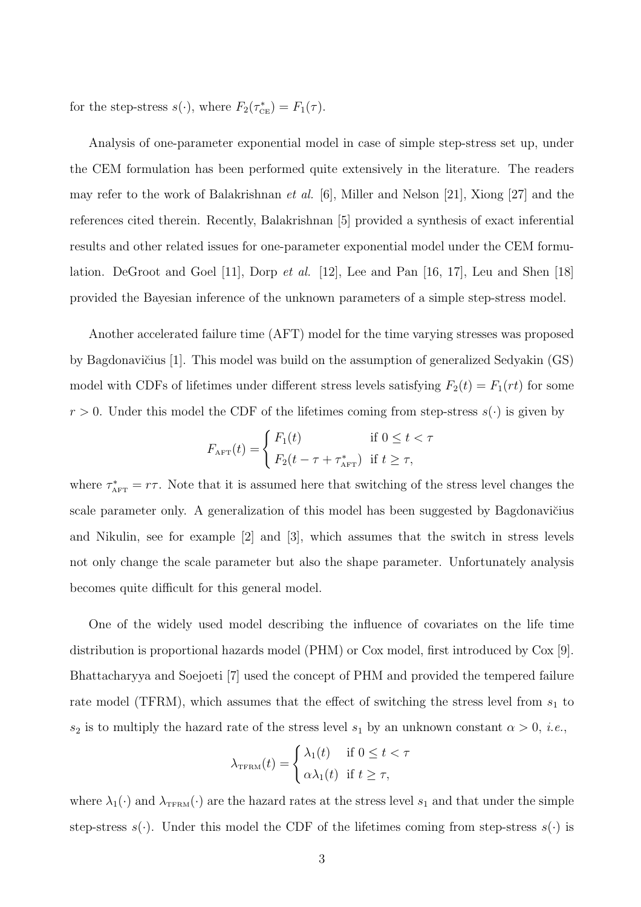for the step-stress $s(\cdot)$, where $F_2(\tau^*_{\text{CE}}) = F_1(\tau)$.

Analysis of one-parameter exponential model in case of simple step-stress set up, under the CEM formulation has been performed quite extensively in the literature. The readers may refer to the work of Balakrishnan *et al.* [6], Miller and Nelson [21], Xiong [27] and the references cited therein. Recently, Balakrishnan [5] provided a synthesis of exact inferential results and other related issues for one-parameter exponential model under the CEM formulation. DeGroot and Goel [11], Dorp *et al.* [12], Lee and Pan [16, 17], Leu and Shen [18] provided the Bayesian inference of the unknown parameters of a simple step-stress model.

Another accelerated failure time (AFT) model for the time varying stresses was proposed by Bagdonavičius [1]. This model was build on the assumption of generalized Sedyakin (GS) model with CDFs of lifetimes under different stress levels satisfying $F_2(t) = F_1(rt)$ for some $r > 0$. Under this model the CDF of the lifetimes coming from step-stress $s(\cdot)$ is given by

$$F_{\text{AFT}}(t) = \begin{cases} F_1(t) & \text{if } 0 \le t < \tau \\ F_2(t - \tau + \tau^*_{\text{AFT}}) & \text{if } t \ge \tau, \end{cases}$$

where $\tau^*_{\text{AFT}} = r\tau$. Note that it is assumed here that switching of the stress level changes the scale parameter only. A generalization of this model has been suggested by Bagdonavičius and Nikulin, see for example [2] and [3], which assumes that the switch in stress levels not only change the scale parameter but also the shape parameter. Unfortunately analysis becomes quite difficult for this general model.

One of the widely used model describing the influence of covariates on the life time distribution is proportional hazards model (PHM) or Cox model, first introduced by Cox [9]. Bhattacharyya and Soejoeti [7] used the concept of PHM and provided the tempered failure rate model (TFRM), which assumes that the effect of switching the stress level from $s_1$ to $s_2$ is to multiply the hazard rate of the stress level $s_1$ by an unknown constant $\alpha > 0$, *i.e.*,

$$\lambda_{\text{TFRM}}(t) = \begin{cases} \lambda_1(t) & \text{if } 0 \le t < \tau \\ \alpha\lambda_1(t) & \text{if } t \ge \tau, \end{cases}$$

where $\lambda_1(\cdot)$ and $\lambda_{\text{TFRM}}(\cdot)$ are the hazard rates at the stress level $s_1$ and that under the simple step-stress $s(\cdot)$. Under this model the CDF of the lifetimes coming from step-stress $s(\cdot)$ is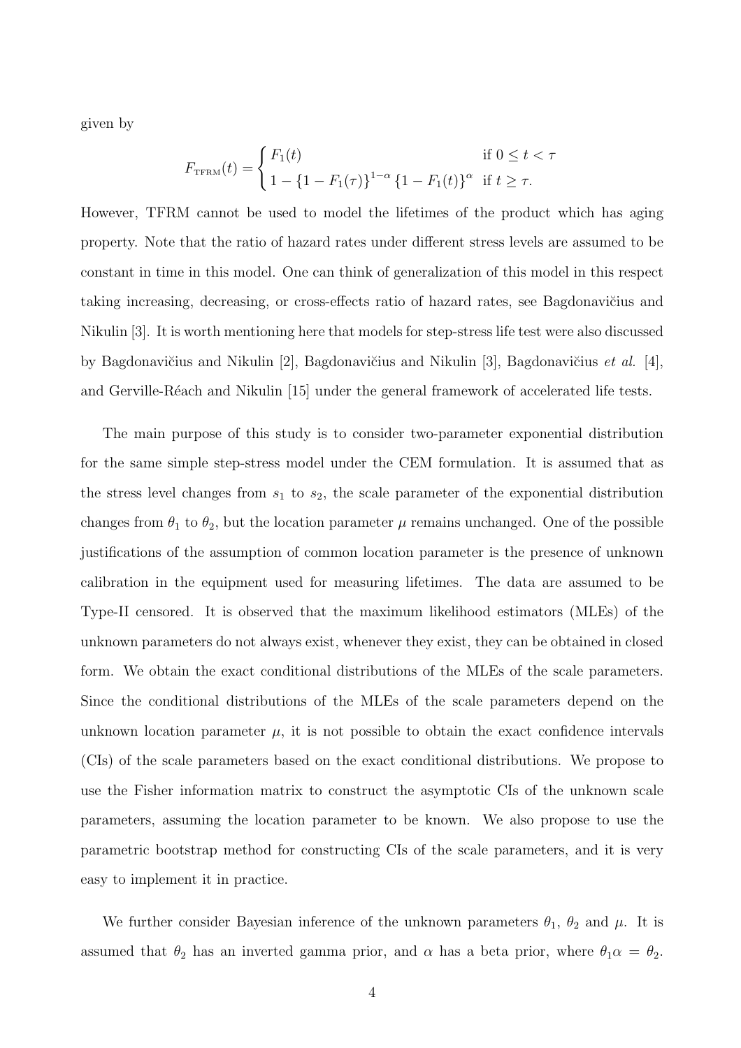given by

$$F_{\text{TFRM}}(t) = \begin{cases} F_1(t) & \text{if } 0 \le t < \tau \\ 1 - \{1 - F_1(\tau)\}^{1-\alpha} \{1 - F_1(t)\}^{\alpha} & \text{if } t \ge \tau. \end{cases}$$

However, TFRM cannot be used to model the lifetimes of the product which has aging property. Note that the ratio of hazard rates under different stress levels are assumed to be constant in time in this model. One can think of generalization of this model in this respect taking increasing, decreasing, or cross-effects ratio of hazard rates, see Bagdonavičius and Nikulin [3]. It is worth mentioning here that models for step-stress life test were also discussed by Bagdonavičius and Nikulin [2], Bagdonavičius and Nikulin [3], Bagdonavičius *et al.* [4], and Gerville-Réach and Nikulin [15] under the general framework of accelerated life tests.

The main purpose of this study is to consider two-parameter exponential distribution for the same simple step-stress model under the CEM formulation. It is assumed that as the stress level changes from $s_1$ to $s_2$, the scale parameter of the exponential distribution changes from $\theta_1$ to $\theta_2$, but the location parameter $\mu$ remains unchanged. One of the possible justifications of the assumption of common location parameter is the presence of unknown calibration in the equipment used for measuring lifetimes. The data are assumed to be Type-II censored. It is observed that the maximum likelihood estimators (MLEs) of the unknown parameters do not always exist, whenever they exist, they can be obtained in closed form. We obtain the exact conditional distributions of the MLEs of the scale parameters. Since the conditional distributions of the MLEs of the scale parameters depend on the unknown location parameter $\mu$, it is not possible to obtain the exact confidence intervals (CIs) of the scale parameters based on the exact conditional distributions. We propose to use the Fisher information matrix to construct the asymptotic CIs of the unknown scale parameters, assuming the location parameter to be known. We also propose to use the parametric bootstrap method for constructing CIs of the scale parameters, and it is very easy to implement it in practice.

We further consider Bayesian inference of the unknown parameters $\theta_1$, $\theta_2$ and $\mu$. It is assumed that $\theta_2$ has an inverted gamma prior, and $\alpha$ has a beta prior, where $\theta_1\alpha = \theta_2$.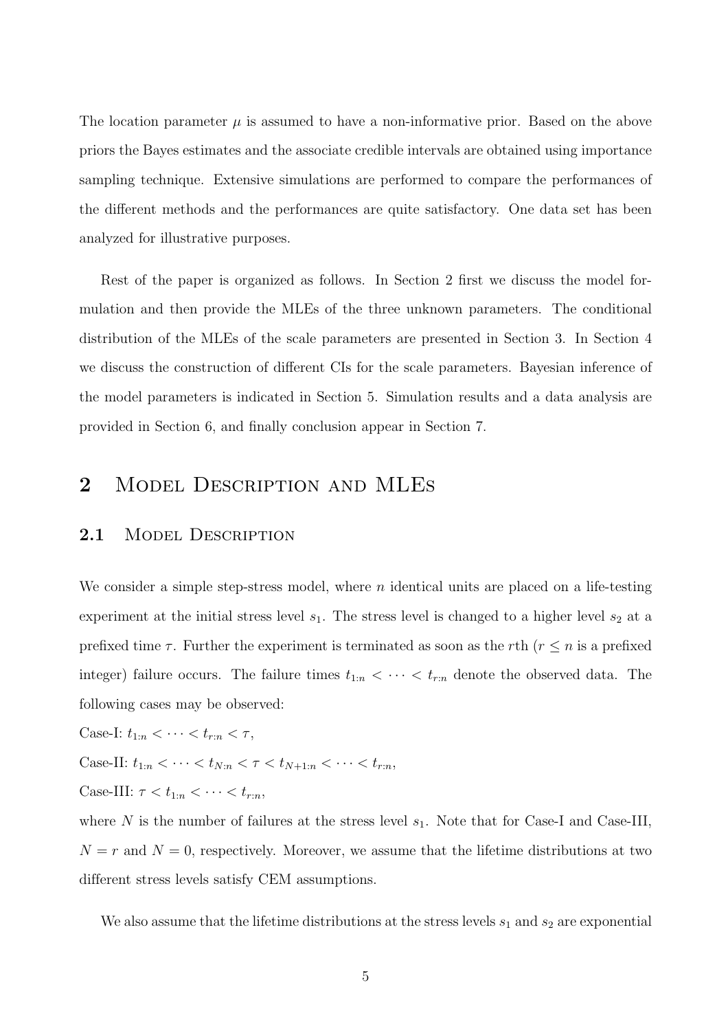The location parameter $\mu$ is assumed to have a non-informative prior. Based on the above priors the Bayes estimates and the associate credible intervals are obtained using importance sampling technique. Extensive simulations are performed to compare the performances of the different methods and the performances are quite satisfactory. One data set has been analyzed for illustrative purposes.

Rest of the paper is organized as follows. In Section 2 first we discuss the model formulation and then provide the MLEs of the three unknown parameters. The conditional distribution of the MLEs of the scale parameters are presented in Section 3. In Section 4 we discuss the construction of different CIs for the scale parameters. Bayesian inference of the model parameters is indicated in Section 5. Simulation results and a data analysis are provided in Section 6, and finally conclusion appear in Section 7.

# 2 Model Description and MLEs

## 2.1 Model Description

We consider a simple step-stress model, where $n$ identical units are placed on a life-testing experiment at the initial stress level $s_1$. The stress level is changed to a higher level $s_2$ at a prefixed time $\tau$. Further the experiment is terminated as soon as the $r$th ($r \leq n$ is a prefixed integer) failure occurs. The failure times $t_{1:n} < \cdots < t_{r:n}$ denote the observed data. The following cases may be observed:

Case-I: $t_{1:n} < \cdots < t_{r:n} < \tau$,

Case-II: $t_{1:n} < \cdots < t_{N:n} < \tau < t_{N+1:n} < \cdots < t_{r:n}$,

Case-III: $\tau < t_{1:n} < \cdots < t_{r:n}$,

where $N$ is the number of failures at the stress level $s_1$. Note that for Case-I and Case-III, $N = r$ and $N = 0$, respectively. Moreover, we assume that the lifetime distributions at two different stress levels satisfy CEM assumptions.

We also assume that the lifetime distributions at the stress levels $s_1$ and $s_2$ are exponential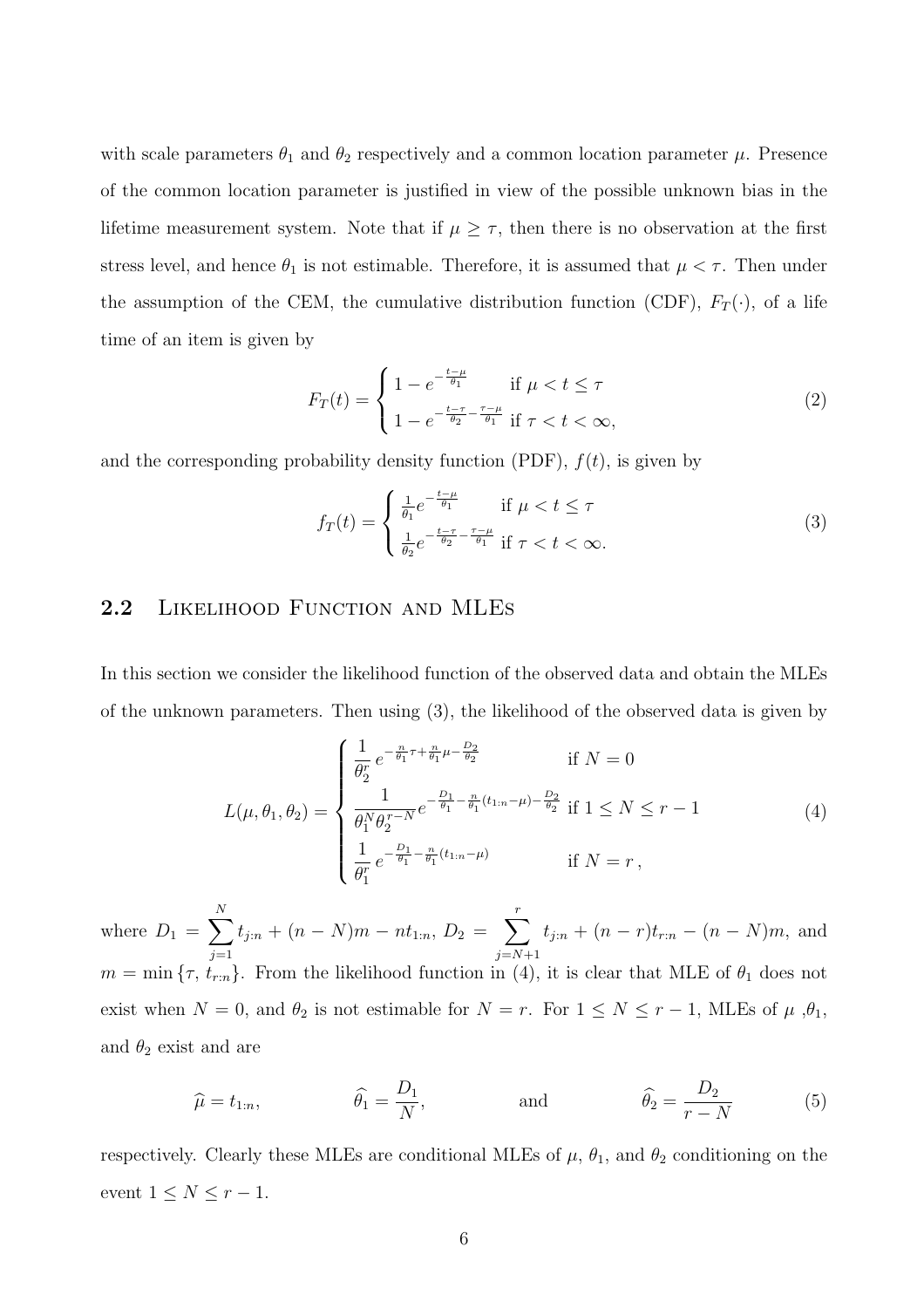with scale parameters $\theta_1$ and $\theta_2$ respectively and a common location parameter $\mu$. Presence of the common location parameter is justified in view of the possible unknown bias in the lifetime measurement system. Note that if $\mu \geq \tau$, then there is no observation at the first stress level, and hence $\theta_1$ is not estimable. Therefore, it is assumed that $\mu < \tau$. Then under the assumption of the CEM, the cumulative distribution function (CDF), $F_T(\cdot)$, of a life time of an item is given by

$$
F_T(t) = \begin{cases} 1 - e^{-\frac{t-\mu}{\theta_1}} & \text{if } \mu < t \leq \tau \\ 1 - e^{-\frac{t-\tau}{\theta_2} - \frac{\tau-\mu}{\theta_1}} & \text{if } \tau < t < \infty, \end{cases} \tag{2}
$$

and the corresponding probability density function (PDF), $f(t)$, is given by

$$
f_T(t) = \begin{cases} \frac{1}{\theta_1} e^{-\frac{t-\mu}{\theta_1}} & \text{if } \mu < t \leq \tau \\ \frac{1}{\theta_2} e^{-\frac{t-\tau}{\theta_2} - \frac{\tau-\mu}{\theta_1}} & \text{if } \tau < t < \infty. \end{cases} \tag{3}
$$

## 2.2 Likelihood Function and MLEs

In this section we consider the likelihood function of the observed data and obtain the MLEs of the unknown parameters. Then using (3), the likelihood of the observed data is given by

$$
L(\mu, \theta_1, \theta_2) = \begin{cases} \dfrac{1}{\theta_2^r} \, e^{-\frac{n}{\theta_1}\tau + \frac{n}{\theta_1}\mu - \frac{D_2}{\theta_2}} & \text{if } N = 0 \\ \dfrac{1}{\theta_1^N \theta_2^{r-N}} e^{-\frac{D_1}{\theta_1} - \frac{n}{\theta_1}(t_{1:n} - \mu) - \frac{D_2}{\theta_2}} & \text{if } 1 \leq N \leq r-1 \\ \dfrac{1}{\theta_1^r} \, e^{-\frac{D_1}{\theta_1} - \frac{n}{\theta_1}(t_{1:n} - \mu)} & \text{if } N = r\,, \end{cases} \tag{4}
$$

where $D_1 = \displaystyle\sum_{j=1}^{N} t_{j:n} + (n-N)m - nt_{1:n}$, $D_2 = \displaystyle\sum_{j=N+1}^{r} t_{j:n} + (n-r)t_{r:n} - (n-N)m$, and $m = \min\{\tau,\, t_{r:n}\}$. From the likelihood function in (4), it is clear that MLE of $\theta_1$ does not exist when $N = 0$, and $\theta_2$ is not estimable for $N = r$. For $1 \leq N \leq r-1$, MLEs of $\mu$ ,$\theta_1$, and $\theta_2$ exist and are

$$
\widehat{\mu} = t_{1:n}, \qquad \widehat{\theta}_1 = \frac{D_1}{N}, \qquad \text{and} \qquad \widehat{\theta}_2 = \frac{D_2}{r-N} \tag{5}
$$

respectively. Clearly these MLEs are conditional MLEs of $\mu$, $\theta_1$, and $\theta_2$ conditioning on the event $1 \leq N \leq r-1$.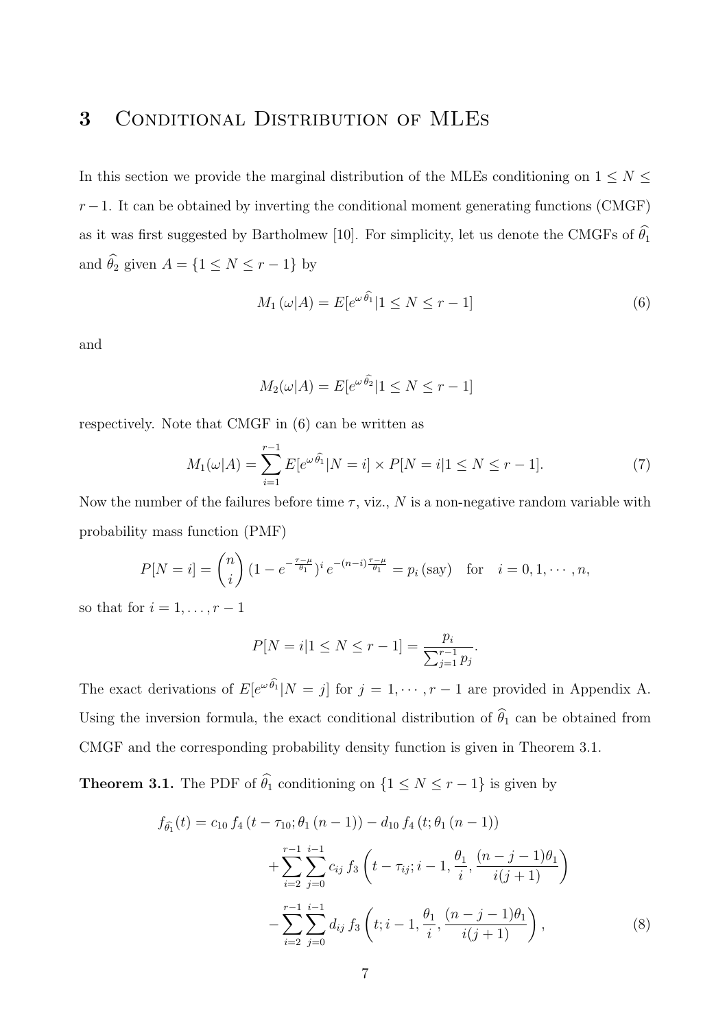# 3 Conditional Distribution of MLEs

In this section we provide the marginal distribution of the MLEs conditioning on $1 \leq N \leq r-1$. It can be obtained by inverting the conditional moment generating functions (CMGF) as it was first suggested by Bartholmew [10]. For simplicity, let us denote the CMGFs of $\widehat{\theta}_1$ and $\widehat{\theta}_2$ given $A = \{1 \leq N \leq r-1\}$ by

$$M_1(\omega|A) = E[e^{\omega\,\widehat{\theta}_1}|1 \leq N \leq r-1] \tag{6}$$

and

$$M_2(\omega|A) = E[e^{\omega\,\widehat{\theta}_2}|1 \leq N \leq r-1]$$

respectively. Note that CMGF in (6) can be written as

$$M_1(\omega|A) = \sum_{i=1}^{r-1} E[e^{\omega\,\widehat{\theta}_1}|N=i] \times P[N=i|1 \leq N \leq r-1]. \tag{7}$$

Now the number of the failures before time $\tau$, viz., $N$ is a non-negative random variable with probability mass function (PMF)

$$P[N=i] = \binom{n}{i}(1-e^{-\frac{\tau-\mu}{\theta_1}})^i\, e^{-(n-i)\frac{\tau-\mu}{\theta_1}} = p_i\,(\text{say}) \quad \text{for} \quad i=0,1,\cdots,n,$$

so that for $i=1,\ldots,r-1$

$$P[N=i|1 \leq N \leq r-1] = \frac{p_i}{\sum_{j=1}^{r-1} p_j}.$$

The exact derivations of $E[e^{\omega\,\widehat{\theta}_1}|N=j]$ for $j=1,\cdots,r-1$ are provided in Appendix A. Using the inversion formula, the exact conditional distribution of $\widehat{\theta}_1$ can be obtained from CMGF and the corresponding probability density function is given in Theorem 3.1.

**Theorem 3.1.** The PDF of $\widehat{\theta}_1$ conditioning on $\{1 \leq N \leq r-1\}$ is given by

$$\begin{aligned}
f_{\widehat{\theta}_1}(t) = {} & c_{10}\, f_4\left(t-\tau_{10}; \theta_1\,(n-1)\right) - d_{10}\, f_4\left(t; \theta_1\,(n-1)\right) \\
& + \sum_{i=2}^{r-1}\sum_{j=0}^{i-1} c_{ij}\, f_3\left(t-\tau_{ij}; i-1, \frac{\theta_1}{i}, \frac{(n-j-1)\theta_1}{i(j+1)}\right) \\
& - \sum_{i=2}^{r-1}\sum_{j=0}^{i-1} d_{ij}\, f_3\left(t; i-1, \frac{\theta_1}{i}, \frac{(n-j-1)\theta_1}{i(j+1)}\right),
\end{aligned} \tag{8}$$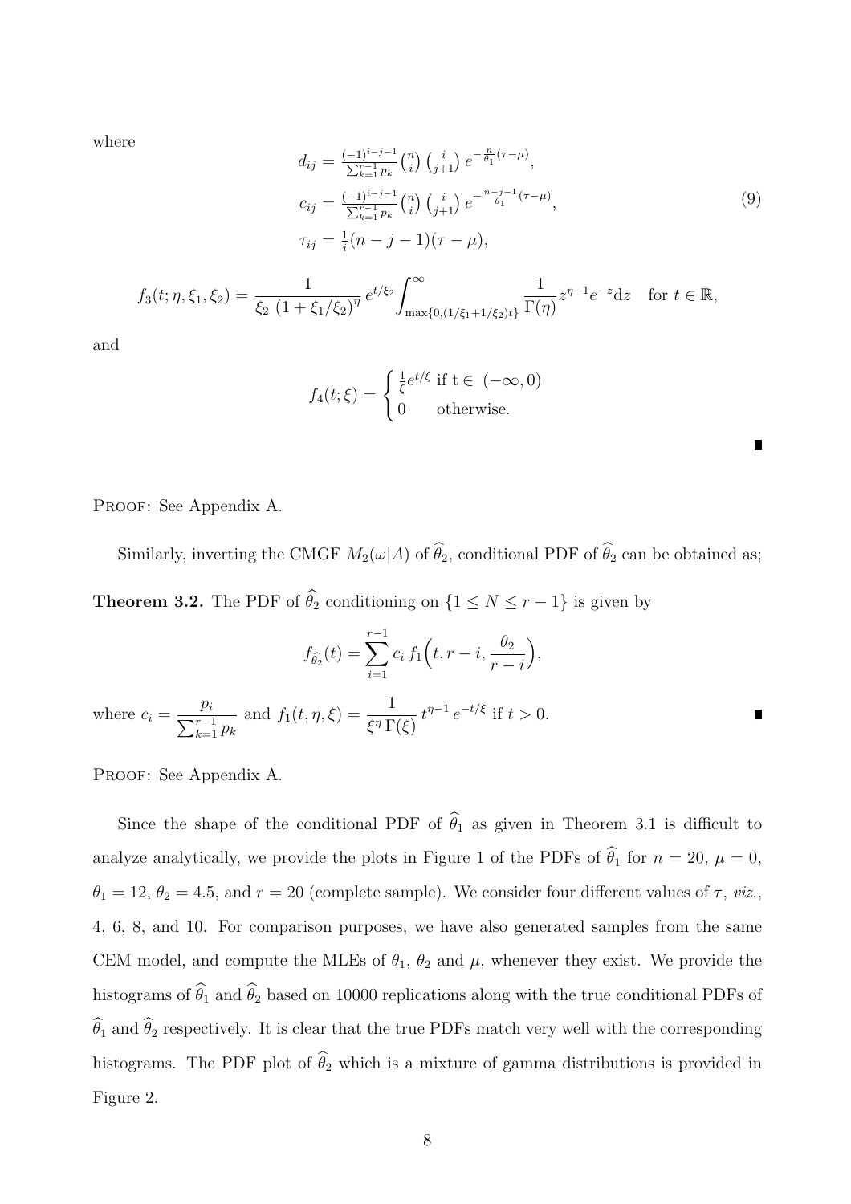where

$$
\begin{aligned}
d_{ij} &= \tfrac{(-1)^{i-j-1}}{\sum_{k=1}^{r-1} p_k} \tbinom{n}{i} \tbinom{i}{j+1} e^{-\frac{n}{\theta_1}(\tau-\mu)}, \\
c_{ij} &= \tfrac{(-1)^{i-j-1}}{\sum_{k=1}^{r-1} p_k} \tbinom{n}{i} \tbinom{i}{j+1} e^{-\frac{n-j-1}{\theta_1}(\tau-\mu)}, \\
\tau_{ij} &= \tfrac{1}{i}(n-j-1)(\tau-\mu),
\end{aligned}
\tag{9}
$$

$$
f_3(t;\eta,\xi_1,\xi_2) = \frac{1}{\xi_2\,(1+\xi_1/\xi_2)^{\eta}}\, e^{t/\xi_2} \int_{\max\{0,(1/\xi_1+1/\xi_2)t\}}^{\infty} \frac{1}{\Gamma(\eta)} z^{\eta-1} e^{-z} \mathrm{d}z \quad \text{for } t \in \mathbb{R},
$$

and

$$
f_4(t;\xi) = \begin{cases} \frac{1}{\xi} e^{t/\xi} \text{ if t} \in (-\infty, 0) \\ 0 \qquad \text{otherwise.} \end{cases}
$$

■

Proof: See Appendix A.

Similarly, inverting the CMGF $M_2(\omega|A)$ of $\widehat{\theta}_2$, conditional PDF of $\widehat{\theta}_2$ can be obtained as;

**Theorem 3.2.** The PDF of $\widehat{\theta}_2$ conditioning on $\{1 \le N \le r-1\}$ is given by

$$
f_{\widehat{\theta}_2}(t) = \sum_{i=1}^{r-1} c_i\, f_1\Big(t, r-i, \frac{\theta_2}{r-i}\Big),
$$

where $c_i = \dfrac{p_i}{\sum_{k=1}^{r-1} p_k}$ and $f_1(t,\eta,\xi) = \dfrac{1}{\xi^{\eta}\,\Gamma(\xi)}\, t^{\eta-1}\, e^{-t/\xi}$ if $t > 0$. ■

Proof: See Appendix A.

Since the shape of the conditional PDF of $\widehat{\theta}_1$ as given in Theorem 3.1 is difficult to analyze analytically, we provide the plots in Figure 1 of the PDFs of $\widehat{\theta}_1$ for $n = 20$, $\mu = 0$, $\theta_1 = 12$, $\theta_2 = 4.5$, and $r = 20$ (complete sample). We consider four different values of $\tau$, *viz.*, 4, 6, 8, and 10. For comparison purposes, we have also generated samples from the same CEM model, and compute the MLEs of $\theta_1$, $\theta_2$ and $\mu$, whenever they exist. We provide the histograms of $\widehat{\theta}_1$ and $\widehat{\theta}_2$ based on 10000 replications along with the true conditional PDFs of $\widehat{\theta}_1$ and $\widehat{\theta}_2$ respectively. It is clear that the true PDFs match very well with the corresponding histograms. The PDF plot of $\widehat{\theta}_2$ which is a mixture of gamma distributions is provided in Figure 2.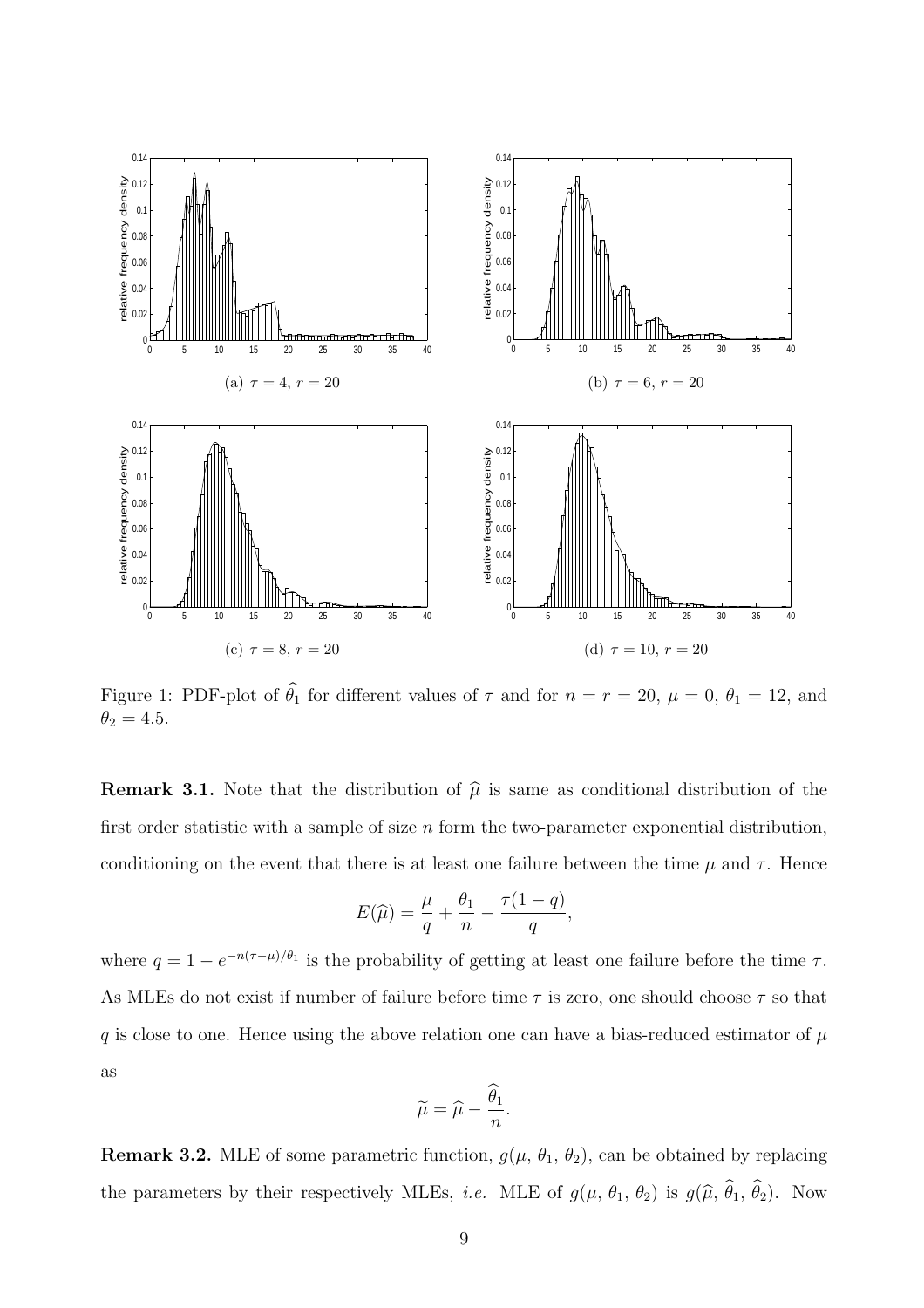(a) $\tau = 4$, $r = 20$

(b) $\tau = 6$, $r = 20$

(c) $\tau = 8$, $r = 20$

(d) $\tau = 10$, $r = 20$

Figure 1: PDF-plot of $\widehat{\theta_1}$ for different values of $\tau$ and for $n = r = 20$, $\mu = 0$, $\theta_1 = 12$, and $\theta_2 = 4.5$.

**Remark 3.1.** Note that the distribution of $\widehat{\mu}$ is same as conditional distribution of the first order statistic with a sample of size $n$ form the two-parameter exponential distribution, conditioning on the event that there is at least one failure between the time $\mu$ and $\tau$. Hence

$$E(\widehat{\mu}) = \frac{\mu}{q} + \frac{\theta_1}{n} - \frac{\tau(1-q)}{q},$$

where $q = 1 - e^{-n(\tau-\mu)/\theta_1}$ is the probability of getting at least one failure before the time $\tau$. As MLEs do not exist if number of failure before time $\tau$ is zero, one should choose $\tau$ so that $q$ is close to one. Hence using the above relation one can have a bias-reduced estimator of $\mu$ as

$$\widetilde{\mu} = \widehat{\mu} - \frac{\widehat{\theta}_1}{n}.$$

**Remark 3.2.** MLE of some parametric function, $g(\mu, \theta_1, \theta_2)$, can be obtained by replacing the parameters by their respectively MLEs, *i.e.* MLE of $g(\mu, \theta_1, \theta_2)$ is $g(\widehat{\mu}, \widehat{\theta}_1, \widehat{\theta}_2)$. Now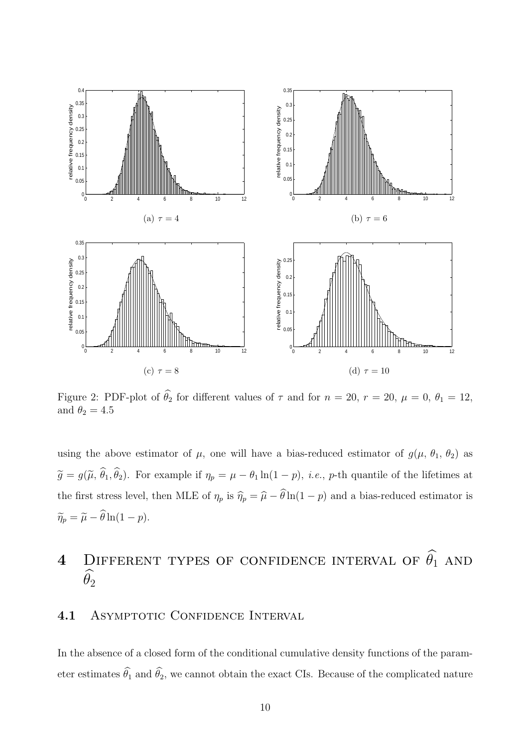(a) $\tau = 4$

(b) $\tau = 6$

(c) $\tau = 8$

(d) $\tau = 10$

Figure 2: PDF-plot of $\widehat{\theta_2}$ for different values of $\tau$ and for $n = 20$, $r = 20$, $\mu = 0$, $\theta_1 = 12$, and $\theta_2 = 4.5$

using the above estimator of $\mu$, one will have a bias-reduced estimator of $g(\mu, \theta_1, \theta_2)$ as $\widetilde{g} = g(\widetilde{\mu}, \widehat{\theta}_1, \widehat{\theta}_2)$. For example if $\eta_p = \mu - \theta_1 \ln(1-p)$, *i.e.*, $p$-th quantile of the lifetimes at the first stress level, then MLE of $\eta_p$ is $\widehat{\eta}_p = \widehat{\mu} - \widehat{\theta} \ln(1-p)$ and a bias-reduced estimator is $\widetilde{\eta}_p = \widetilde{\mu} - \widehat{\theta} \ln(1-p)$.

# 4 Different types of confidence interval of $\widehat{\theta_1}$ and $\widehat{\theta_2}$

## 4.1 Asymptotic Confidence Interval

In the absence of a closed form of the conditional cumulative density functions of the parameter estimates $\widehat{\theta}_1$ and $\widehat{\theta}_2$, we cannot obtain the exact CIs. Because of the complicated nature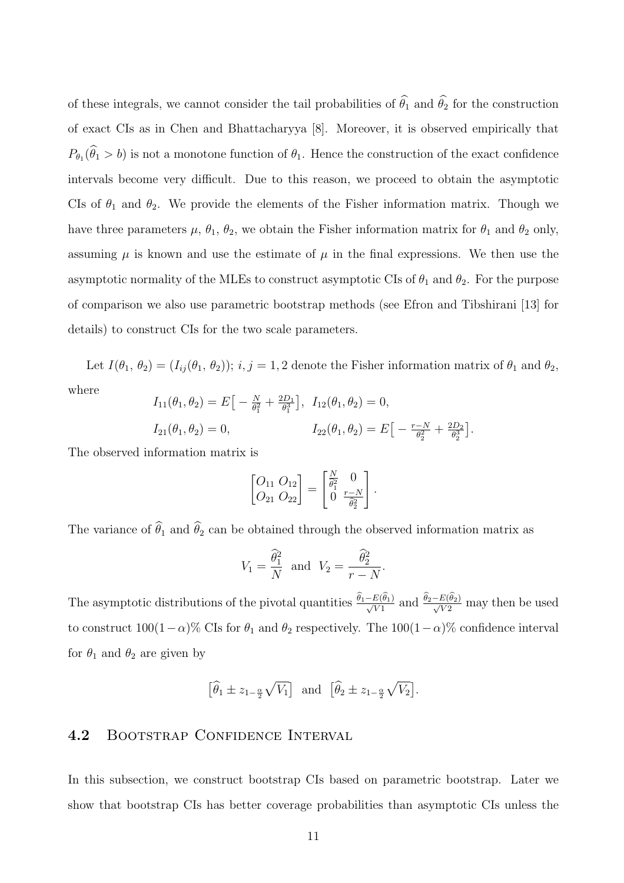of these integrals, we cannot consider the tail probabilities of $\widehat{\theta}_1$ and $\widehat{\theta}_2$ for the construction of exact CIs as in Chen and Bhattacharyya [8]. Moreover, it is observed empirically that $P_{\theta_1}(\widehat{\theta}_1 > b)$ is not a monotone function of $\theta_1$. Hence the construction of the exact confidence intervals become very difficult. Due to this reason, we proceed to obtain the asymptotic CIs of $\theta_1$ and $\theta_2$. We provide the elements of the Fisher information matrix. Though we have three parameters $\mu$, $\theta_1$, $\theta_2$, we obtain the Fisher information matrix for $\theta_1$ and $\theta_2$ only, assuming $\mu$ is known and use the estimate of $\mu$ in the final expressions. We then use the asymptotic normality of the MLEs to construct asymptotic CIs of $\theta_1$ and $\theta_2$. For the purpose of comparison we also use parametric bootstrap methods (see Efron and Tibshirani [13] for details) to construct CIs for the two scale parameters.

Let $I(\theta_1, \theta_2) = (I_{ij}(\theta_1, \theta_2));\ i, j = 1, 2$ denote the Fisher information matrix of $\theta_1$ and $\theta_2$, where

$$
\begin{aligned}
I_{11}(\theta_1, \theta_2) &= E\big[-\tfrac{N}{\theta_1^2} + \tfrac{2D_1}{\theta_1^3}\big], \quad I_{12}(\theta_1, \theta_2) = 0, \\
I_{21}(\theta_1, \theta_2) &= 0, \qquad\qquad\qquad\qquad I_{22}(\theta_1, \theta_2) = E\big[-\tfrac{r-N}{\theta_2^2} + \tfrac{2D_2}{\theta_2^3}\big].
\end{aligned}
$$

The observed information matrix is

$$
\begin{bmatrix} O_{11} & O_{12} \\ O_{21} & O_{22} \end{bmatrix} = \begin{bmatrix} \frac{N}{\widehat{\theta}_1^2} & 0 \\ 0 & \frac{r-N}{\widehat{\theta}_2^2} \end{bmatrix}.
$$

The variance of $\widehat{\theta}_1$ and $\widehat{\theta}_2$ can be obtained through the observed information matrix as

$$
V_1 = \frac{\widehat{\theta}_1^2}{N} \ \text{ and } \ V_2 = \frac{\widehat{\theta}_2^2}{r-N}.
$$

The asymptotic distributions of the pivotal quantities $\frac{\widehat{\theta}_1 - E(\widehat{\theta}_1)}{\sqrt{V1}}$ and $\frac{\widehat{\theta}_2 - E(\widehat{\theta}_2)}{\sqrt{V2}}$ may then be used to construct $100(1-\alpha)\%$ CIs for $\theta_1$ and $\theta_2$ respectively. The $100(1-\alpha)\%$ confidence interval for $\theta_1$ and $\theta_2$ are given by

$$
\big[\widehat{\theta}_1 \pm z_{1-\frac{\alpha}{2}}\sqrt{V_1}\big] \ \text{ and } \ \big[\widehat{\theta}_2 \pm z_{1-\frac{\alpha}{2}}\sqrt{V_2}\big].
$$

## 4.2 Bootstrap Confidence Interval

In this subsection, we construct bootstrap CIs based on parametric bootstrap. Later we show that bootstrap CIs has better coverage probabilities than asymptotic CIs unless the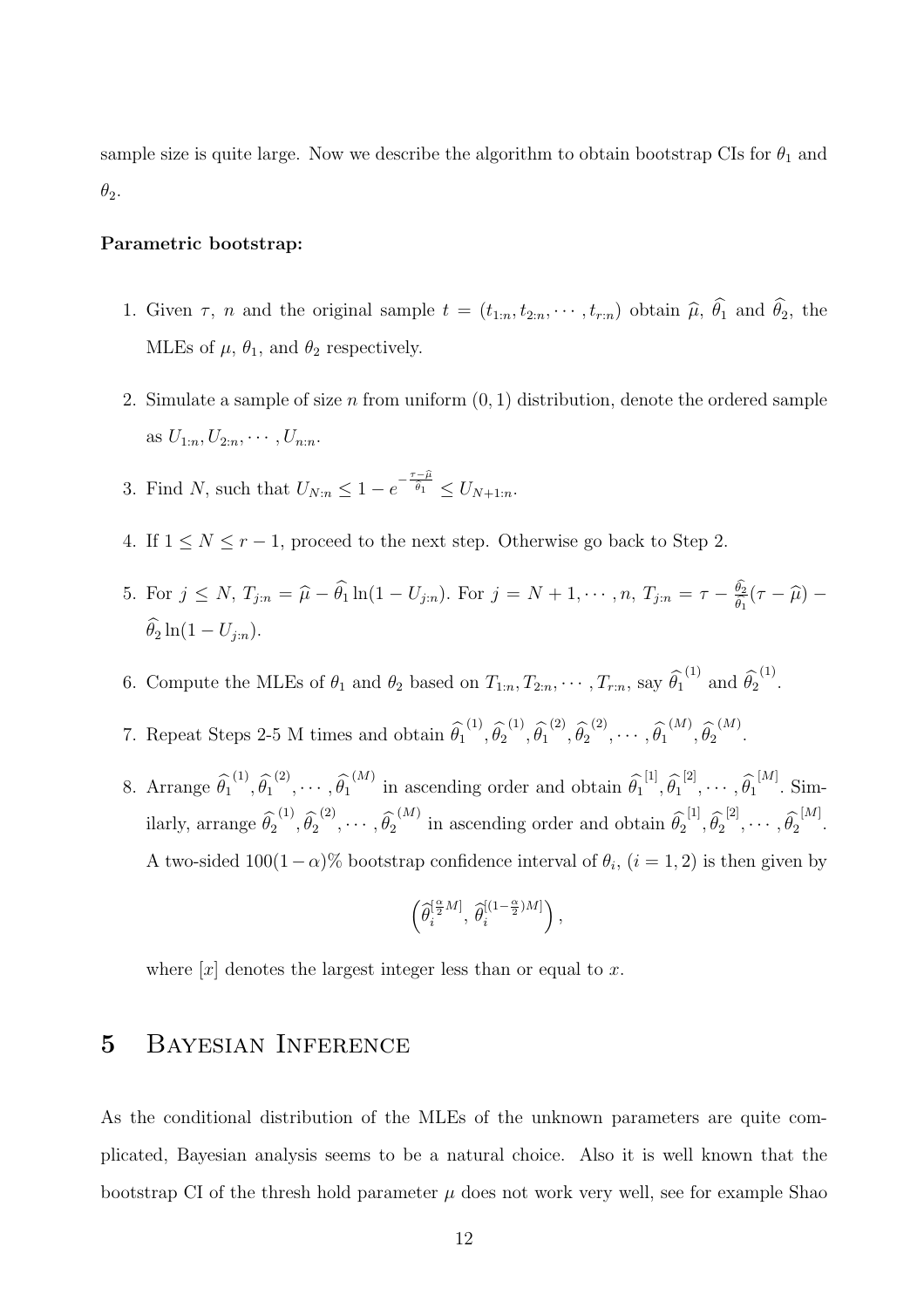sample size is quite large. Now we describe the algorithm to obtain bootstrap CIs for $\theta_1$ and $\theta_2$.

**Parametric bootstrap:**

1. Given $\tau$, $n$ and the original sample $t = (t_{1:n}, t_{2:n}, \cdots, t_{r:n})$ obtain $\widehat{\mu}$, $\widehat{\theta_1}$ and $\widehat{\theta_2}$, the MLEs of $\mu$, $\theta_1$, and $\theta_2$ respectively.

2. Simulate a sample of size $n$ from uniform $(0, 1)$ distribution, denote the ordered sample as $U_{1:n}, U_{2:n}, \cdots, U_{n:n}$.

3. Find $N$, such that $U_{N:n} \leq 1 - e^{-\frac{\tau - \widehat{\mu}}{\widehat{\theta_1}}} \leq U_{N+1:n}$.

4. If $1 \leq N \leq r - 1$, proceed to the next step. Otherwise go back to Step 2.

5. For $j \leq N$, $T_{j:n} = \widehat{\mu} - \widehat{\theta_1} \ln(1 - U_{j:n})$. For $j = N + 1, \cdots, n$, $T_{j:n} = \tau - \frac{\widehat{\theta_2}}{\widehat{\theta_1}}(\tau - \widehat{\mu}) - \widehat{\theta_2} \ln(1 - U_{j:n})$.

6. Compute the MLEs of $\theta_1$ and $\theta_2$ based on $T_{1:n}, T_{2:n}, \cdots, T_{r:n}$, say $\widehat{\theta_1}^{(1)}$ and $\widehat{\theta_2}^{(1)}$.

7. Repeat Steps 2-5 M times and obtain $\widehat{\theta_1}^{(1)}, \widehat{\theta_2}^{(1)}, \widehat{\theta_1}^{(2)}, \widehat{\theta_2}^{(2)}, \cdots, \widehat{\theta_1}^{(M)}, \widehat{\theta_2}^{(M)}$.

8. Arrange $\widehat{\theta_1}^{(1)}, \widehat{\theta_1}^{(2)}, \cdots, \widehat{\theta_1}^{(M)}$ in ascending order and obtain $\widehat{\theta_1}^{[1]}, \widehat{\theta_1}^{[2]}, \cdots, \widehat{\theta_1}^{[M]}$. Similarly, arrange $\widehat{\theta_2}^{(1)}, \widehat{\theta_2}^{(2)}, \cdots, \widehat{\theta_2}^{(M)}$ in ascending order and obtain $\widehat{\theta_2}^{[1]}, \widehat{\theta_2}^{[2]}, \cdots, \widehat{\theta_2}^{[M]}$. A two-sided $100(1-\alpha)\%$ bootstrap confidence interval of $\theta_i$, $(i = 1, 2)$ is then given by

$$\left(\widehat{\theta}_i^{[\frac{\alpha}{2}M]}, \widehat{\theta}_i^{[(1-\frac{\alpha}{2})M]}\right),$$

where $[x]$ denotes the largest integer less than or equal to $x$.

# 5 Bayesian Inference

As the conditional distribution of the MLEs of the unknown parameters are quite complicated, Bayesian analysis seems to be a natural choice. Also it is well known that the bootstrap CI of the thresh hold parameter $\mu$ does not work very well, see for example Shao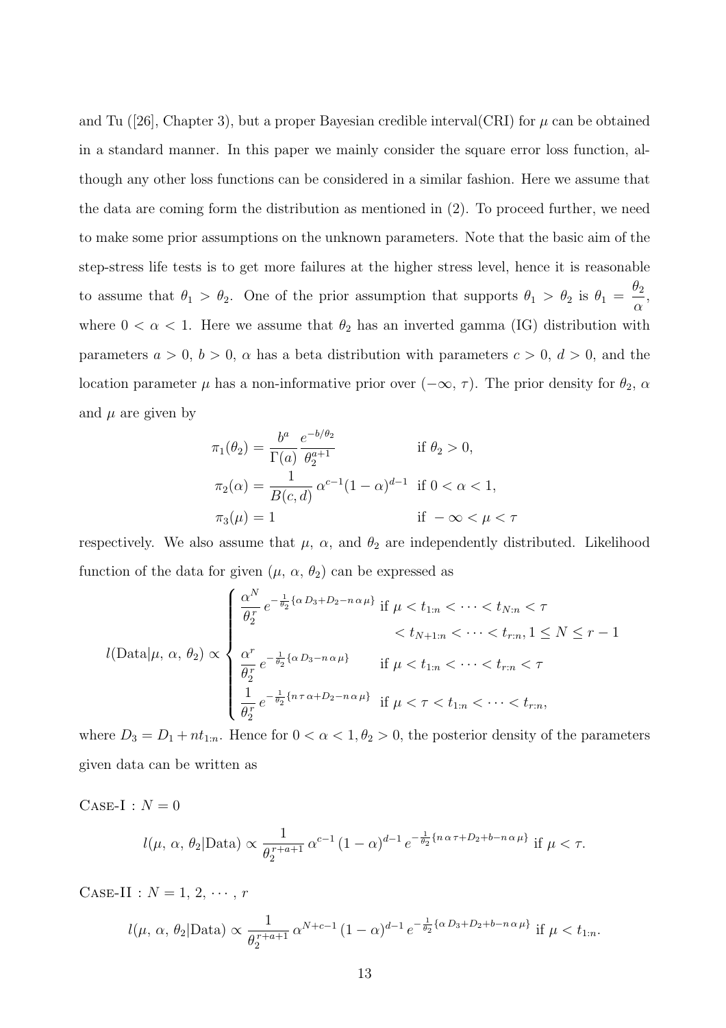and Tu ([26], Chapter 3), but a proper Bayesian credible interval(CRI) for $\mu$ can be obtained in a standard manner. In this paper we mainly consider the square error loss function, although any other loss functions can be considered in a similar fashion. Here we assume that the data are coming form the distribution as mentioned in (2). To proceed further, we need to make some prior assumptions on the unknown parameters. Note that the basic aim of the step-stress life tests is to get more failures at the higher stress level, hence it is reasonable to assume that $\theta_1 > \theta_2$. One of the prior assumption that supports $\theta_1 > \theta_2$ is $\theta_1 = \dfrac{\theta_2}{\alpha}$, where $0 < \alpha < 1$. Here we assume that $\theta_2$ has an inverted gamma (IG) distribution with parameters $a > 0$, $b > 0$, $\alpha$ has a beta distribution with parameters $c > 0$, $d > 0$, and the location parameter $\mu$ has a non-informative prior over $(-\infty, \tau)$. The prior density for $\theta_2$, $\alpha$ and $\mu$ are given by

$$
\begin{aligned}
\pi_1(\theta_2) &= \frac{b^a}{\Gamma(a)}\,\frac{e^{-b/\theta_2}}{\theta_2^{a+1}} && \text{if } \theta_2 > 0,\\
\pi_2(\alpha) &= \frac{1}{B(c,d)}\,\alpha^{c-1}(1-\alpha)^{d-1} && \text{if } 0 < \alpha < 1,\\
\pi_3(\mu) &= 1 && \text{if } -\infty < \mu < \tau
\end{aligned}
$$

respectively. We also assume that $\mu$, $\alpha$, and $\theta_2$ are independently distributed. Likelihood function of the data for given $(\mu,\, \alpha,\, \theta_2)$ can be expressed as

$$
l(\text{Data}|\mu,\,\alpha,\,\theta_2) \propto \begin{cases}
\dfrac{\alpha^N}{\theta_2^r}\, e^{-\frac{1}{\theta_2}\{\alpha\, D_3 + D_2 - n\,\alpha\,\mu\}} & \text{if } \mu < t_{1:n} < \cdots < t_{N:n} < \tau \\
 & \quad < t_{N+1:n} < \cdots < t_{r:n},\, 1 \le N \le r-1 \\
\dfrac{\alpha^r}{\theta_2^r}\, e^{-\frac{1}{\theta_2}\{\alpha\, D_3 - n\,\alpha\,\mu\}} & \text{if } \mu < t_{1:n} < \cdots < t_{r:n} < \tau \\
\dfrac{1}{\theta_2^r}\, e^{-\frac{1}{\theta_2}\{n\,\tau\,\alpha + D_2 - n\,\alpha\,\mu\}} & \text{if } \mu < \tau < t_{1:n} < \cdots < t_{r:n},
\end{cases}
$$

where $D_3 = D_1 + nt_{1:n}$. Hence for $0 < \alpha < 1, \theta_2 > 0$, the posterior density of the parameters given data can be written as

Case-I : $N = 0$

$$
l(\mu,\,\alpha,\,\theta_2|\text{Data}) \propto \frac{1}{\theta_2^{r+a+1}}\,\alpha^{c-1}\,(1-\alpha)^{d-1}\,e^{-\frac{1}{\theta_2}\{n\,\alpha\,\tau + D_2 + b - n\,\alpha\,\mu\}} \text{ if } \mu < \tau.
$$

Case-II : $N = 1,\, 2,\, \cdots,\, r$

$$
l(\mu,\,\alpha,\,\theta_2|\text{Data}) \propto \frac{1}{\theta_2^{r+a+1}}\,\alpha^{N+c-1}\,(1-\alpha)^{d-1}\,e^{-\frac{1}{\theta_2}\{\alpha\, D_3 + D_2 + b - n\,\alpha\,\mu\}} \text{ if } \mu < t_{1:n}.
$$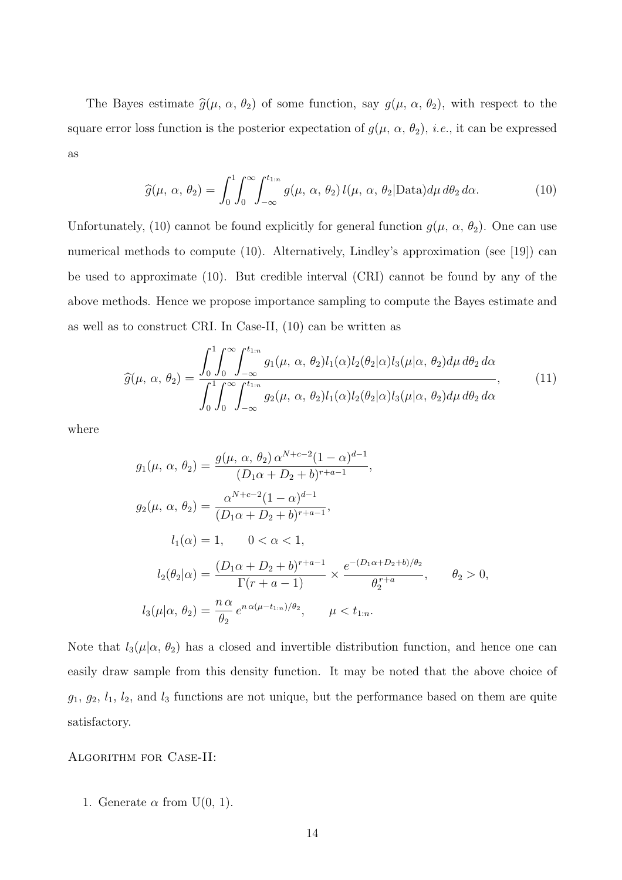The Bayes estimate $\widehat{g}(\mu,\, \alpha,\, \theta_2)$ of some function, say $g(\mu,\, \alpha,\, \theta_2)$, with respect to the square error loss function is the posterior expectation of $g(\mu,\, \alpha,\, \theta_2)$, *i.e.*, it can be expressed as

$$\widehat{g}(\mu,\, \alpha,\, \theta_2) = \int_0^1 \int_0^\infty \int_{-\infty}^{t_{1:n}} g(\mu,\, \alpha,\, \theta_2)\, l(\mu,\, \alpha,\, \theta_2|\text{Data}) d\mu\, d\theta_2\, d\alpha. \tag{10}$$

Unfortunately, (10) cannot be found explicitly for general function $g(\mu,\, \alpha,\, \theta_2)$. One can use numerical methods to compute (10). Alternatively, Lindley's approximation (see [19]) can be used to approximate (10). But credible interval (CRI) cannot be found by any of the above methods. Hence we propose importance sampling to compute the Bayes estimate and as well as to construct CRI. In Case-II, (10) can be written as

$$\widehat{g}(\mu,\, \alpha,\, \theta_2) = \frac{\displaystyle\int_0^1 \int_0^\infty \int_{-\infty}^{t_{1:n}} g_1(\mu,\, \alpha,\, \theta_2) l_1(\alpha) l_2(\theta_2|\alpha) l_3(\mu|\alpha,\, \theta_2) d\mu\, d\theta_2\, d\alpha}{\displaystyle\int_0^1 \int_0^\infty \int_{-\infty}^{t_{1:n}} g_2(\mu,\, \alpha,\, \theta_2) l_1(\alpha) l_2(\theta_2|\alpha) l_3(\mu|\alpha,\, \theta_2) d\mu\, d\theta_2\, d\alpha}, \tag{11}$$

where

$$g_1(\mu,\, \alpha,\, \theta_2) = \frac{g(\mu,\, \alpha,\, \theta_2)\, \alpha^{N+c-2}(1-\alpha)^{d-1}}{(D_1\alpha + D_2 + b)^{r+a-1}},$$

$$g_2(\mu,\, \alpha,\, \theta_2) = \frac{\alpha^{N+c-2}(1-\alpha)^{d-1}}{(D_1\alpha + D_2 + b)^{r+a-1}},$$

$$l_1(\alpha) = 1, \qquad 0 < \alpha < 1,$$

$$l_2(\theta_2|\alpha) = \frac{(D_1\alpha + D_2 + b)^{r+a-1}}{\Gamma(r+a-1)} \times \frac{e^{-(D_1\alpha + D_2 + b)/\theta_2}}{\theta_2^{r+a}}, \qquad \theta_2 > 0,$$

$$l_3(\mu|\alpha,\, \theta_2) = \frac{n\,\alpha}{\theta_2}\, e^{n\,\alpha(\mu - t_{1:n})/\theta_2}, \qquad \mu < t_{1:n}.$$

Note that $l_3(\mu|\alpha,\, \theta_2)$ has a closed and invertible distribution function, and hence one can easily draw sample from this density function. It may be noted that the above choice of $g_1$, $g_2$, $l_1$, $l_2$, and $l_3$ functions are not unique, but the performance based on them are quite satisfactory.

Algorithm for Case-II:

1. Generate $\alpha$ from U(0, 1).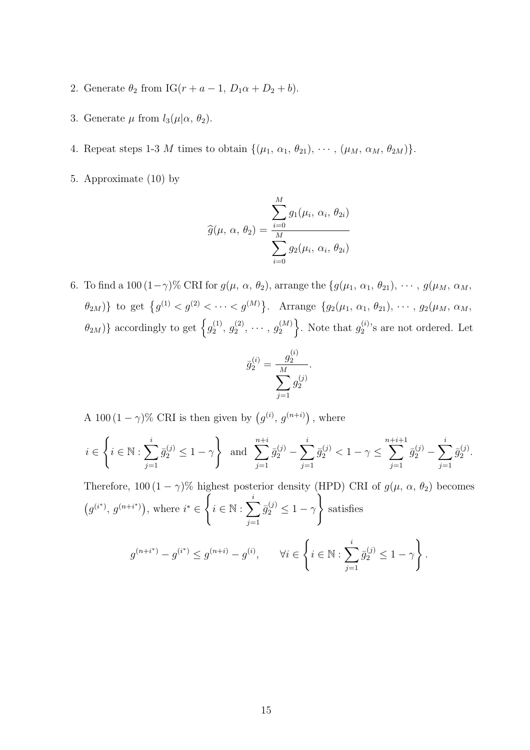2. Generate $\theta_2$ from $\mathrm{IG}(r + a - 1,\, D_1\alpha + D_2 + b)$.

3. Generate $\mu$ from $l_3(\mu|\alpha,\, \theta_2)$.

4. Repeat steps 1-3 $M$ times to obtain $\{(\mu_1,\, \alpha_1,\, \theta_{21}),\, \cdots,\, (\mu_M,\, \alpha_M,\, \theta_{2M})\}$.

5. Approximate (10) by

$$\widehat{g}(\mu,\, \alpha,\, \theta_2) = \frac{\sum_{i=0}^{M} g_1(\mu_i,\, \alpha_i,\, \theta_{2i})}{\sum_{i=0}^{M} g_2(\mu_i,\, \alpha_i,\, \theta_{2i})}$$

6. To find a $100\,(1-\gamma)\%$ CRI for $g(\mu,\, \alpha,\, \theta_2)$, arrange the $\{g(\mu_1,\, \alpha_1,\, \theta_{21}),\, \cdots,\, g(\mu_M,\, \alpha_M,\, \theta_{2M})\}$ to get $\left\{g^{(1)} < g^{(2)} < \cdots < g^{(M)}\right\}$. Arrange $\{g_2(\mu_1,\, \alpha_1,\, \theta_{21}),\, \cdots,\, g_2(\mu_M,\, \alpha_M,\, \theta_{2M})\}$ accordingly to get $\left\{g_2^{(1)},\, g_2^{(2)},\, \cdots,\, g_2^{(M)}\right\}$. Note that $g_2^{(i)}$'s are not ordered. Let

$$\bar{g}_2^{(i)} = \frac{g_2^{(i)}}{\sum_{j=1}^{M} g_2^{(j)}}.$$

A $100\,(1-\gamma)\%$ CRI is then given by $\left(g^{(i)},\, g^{(n+i)}\right)$, where

$$i \in \left\{ i \in \mathbb{N} : \sum_{j=1}^{i} \bar{g}_2^{(j)} \leq 1 - \gamma \right\} \quad \text{and} \quad \sum_{j=1}^{n+i} \bar{g}_2^{(j)} - \sum_{j=1}^{i} \bar{g}_2^{(j)} < 1 - \gamma \leq \sum_{j=1}^{n+i+1} \bar{g}_2^{(j)} - \sum_{j=1}^{i} \bar{g}_2^{(j)}.$$

Therefore, $100\,(1-\gamma)\%$ highest posterior density (HPD) CRI of $g(\mu,\, \alpha,\, \theta_2)$ becomes $\left(g^{(i^*)},\, g^{(n+i^*)}\right)$, where $i^* \in \left\{ i \in \mathbb{N} : \sum_{j=1}^{i} \bar{g}_2^{(j)} \leq 1 - \gamma \right\}$ satisfies

$$g^{(n+i^*)} - g^{(i^*)} \leq g^{(n+i)} - g^{(i)}, \qquad \forall i \in \left\{ i \in \mathbb{N} : \sum_{j=1}^{i} \bar{g}_2^{(j)} \leq 1 - \gamma \right\}.$$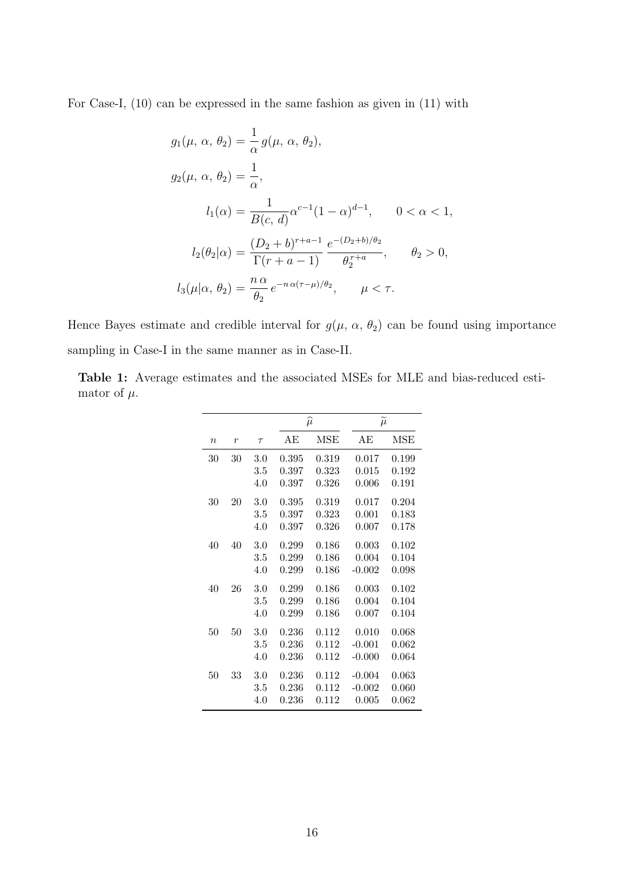For Case-I, (10) can be expressed in the same fashion as given in (11) with

$$
\begin{aligned}
g_1(\mu,\,\alpha,\,\theta_2) &= \frac{1}{\alpha}\, g(\mu,\,\alpha,\,\theta_2),\\
g_2(\mu,\,\alpha,\,\theta_2) &= \frac{1}{\alpha},\\
l_1(\alpha) &= \frac{1}{B(c,\,d)}\alpha^{c-1}(1-\alpha)^{d-1}, \qquad 0<\alpha<1,\\
l_2(\theta_2|\alpha) &= \frac{(D_2+b)^{r+a-1}}{\Gamma(r+a-1)}\,\frac{e^{-(D_2+b)/\theta_2}}{\theta_2^{r+a}}, \qquad \theta_2>0,\\
l_3(\mu|\alpha,\,\theta_2) &= \frac{n\,\alpha}{\theta_2}\,e^{-n\,\alpha(\tau-\mu)/\theta_2}, \qquad \mu<\tau.
\end{aligned}
$$

Hence Bayes estimate and credible interval for $g(\mu,\,\alpha,\,\theta_2)$ can be found using importance sampling in Case-I in the same manner as in Case-II.

**Table 1:** Average estimates and the associated MSEs for MLE and bias-reduced estimator of $\mu$.

| | | | $\widehat{\mu}$ | | $\widetilde{\mu}$ | |
|---|---|---|---|---|---|---|
| $n$ | $r$ | $\tau$ | AE | MSE | AE | MSE |
| 30 | 30 | 3.0 | 0.395 | 0.319 | 0.017 | 0.199 |
| | | 3.5 | 0.397 | 0.323 | 0.015 | 0.192 |
| | | 4.0 | 0.397 | 0.326 | 0.006 | 0.191 |
| 30 | 20 | 3.0 | 0.395 | 0.319 | 0.017 | 0.204 |
| | | 3.5 | 0.397 | 0.323 | 0.001 | 0.183 |
| | | 4.0 | 0.397 | 0.326 | 0.007 | 0.178 |
| 40 | 40 | 3.0 | 0.299 | 0.186 | 0.003 | 0.102 |
| | | 3.5 | 0.299 | 0.186 | 0.004 | 0.104 |
| | | 4.0 | 0.299 | 0.186 | -0.002 | 0.098 |
| 40 | 26 | 3.0 | 0.299 | 0.186 | 0.003 | 0.102 |
| | | 3.5 | 0.299 | 0.186 | 0.004 | 0.104 |
| | | 4.0 | 0.299 | 0.186 | 0.007 | 0.104 |
| 50 | 50 | 3.0 | 0.236 | 0.112 | 0.010 | 0.068 |
| | | 3.5 | 0.236 | 0.112 | -0.001 | 0.062 |
| | | 4.0 | 0.236 | 0.112 | -0.000 | 0.064 |
| 50 | 33 | 3.0 | 0.236 | 0.112 | -0.004 | 0.063 |
| | | 3.5 | 0.236 | 0.112 | -0.002 | 0.060 |
| | | 4.0 | 0.236 | 0.112 | 0.005 | 0.062 |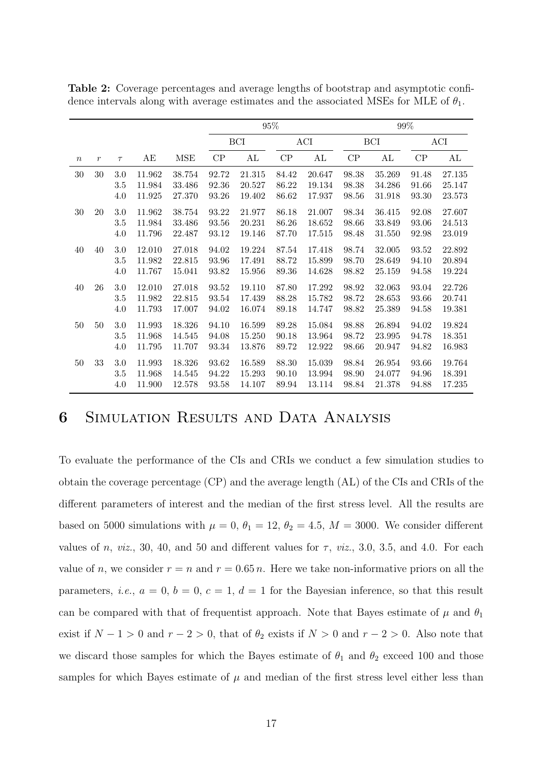**Table 2:** Coverage percentages and average lengths of bootstrap and asymptotic confidence intervals along with average estimates and the associated MSEs for MLE of $\theta_1$.

| | | | | | 95% | | | | 99% | | | |
|---|---|---|---|---|---|---|---|---|---|---|---|---|
| | | | | | BCI | | ACI | | BCI | | ACI | |
| $n$ | $r$ | $\tau$ | AE | MSE | CP | AL | CP | AL | CP | AL | CP | AL |
| 30 | 30 | 3.0 | 11.962 | 38.754 | 92.72 | 21.315 | 84.42 | 20.647 | 98.38 | 35.269 | 91.48 | 27.135 |
| | | 3.5 | 11.984 | 33.486 | 92.36 | 20.527 | 86.22 | 19.134 | 98.38 | 34.286 | 91.66 | 25.147 |
| | | 4.0 | 11.925 | 27.370 | 93.26 | 19.402 | 86.62 | 17.937 | 98.56 | 31.918 | 93.30 | 23.573 |
| 30 | 20 | 3.0 | 11.962 | 38.754 | 93.22 | 21.977 | 86.18 | 21.007 | 98.34 | 36.415 | 92.08 | 27.607 |
| | | 3.5 | 11.984 | 33.486 | 93.56 | 20.231 | 86.26 | 18.652 | 98.66 | 33.849 | 93.06 | 24.513 |
| | | 4.0 | 11.796 | 22.487 | 93.12 | 19.146 | 87.70 | 17.515 | 98.48 | 31.550 | 92.98 | 23.019 |
| 40 | 40 | 3.0 | 12.010 | 27.018 | 94.02 | 19.224 | 87.54 | 17.418 | 98.74 | 32.005 | 93.52 | 22.892 |
| | | 3.5 | 11.982 | 22.815 | 93.96 | 17.491 | 88.72 | 15.899 | 98.70 | 28.649 | 94.10 | 20.894 |
| | | 4.0 | 11.767 | 15.041 | 93.82 | 15.956 | 89.36 | 14.628 | 98.82 | 25.159 | 94.58 | 19.224 |
| 40 | 26 | 3.0 | 12.010 | 27.018 | 93.52 | 19.110 | 87.80 | 17.292 | 98.92 | 32.063 | 93.04 | 22.726 |
| | | 3.5 | 11.982 | 22.815 | 93.54 | 17.439 | 88.28 | 15.782 | 98.72 | 28.653 | 93.66 | 20.741 |
| | | 4.0 | 11.793 | 17.007 | 94.02 | 16.074 | 89.18 | 14.747 | 98.82 | 25.389 | 94.58 | 19.381 |
| 50 | 50 | 3.0 | 11.993 | 18.326 | 94.10 | 16.599 | 89.28 | 15.084 | 98.88 | 26.894 | 94.02 | 19.824 |
| | | 3.5 | 11.968 | 14.545 | 94.08 | 15.250 | 90.18 | 13.964 | 98.72 | 23.995 | 94.78 | 18.351 |
| | | 4.0 | 11.795 | 11.707 | 93.34 | 13.876 | 89.72 | 12.922 | 98.66 | 20.947 | 94.82 | 16.983 |
| 50 | 33 | 3.0 | 11.993 | 18.326 | 93.62 | 16.589 | 88.30 | 15.039 | 98.84 | 26.954 | 93.66 | 19.764 |
| | | 3.5 | 11.968 | 14.545 | 94.22 | 15.293 | 90.10 | 13.994 | 98.90 | 24.077 | 94.96 | 18.391 |
| | | 4.0 | 11.900 | 12.578 | 93.58 | 14.107 | 89.94 | 13.114 | 98.84 | 21.378 | 94.88 | 17.235 |

# 6 Simulation Results and Data Analysis

To evaluate the performance of the CIs and CRIs we conduct a few simulation studies to obtain the coverage percentage (CP) and the average length (AL) of the CIs and CRIs of the different parameters of interest and the median of the first stress level. All the results are based on 5000 simulations with $\mu = 0$, $\theta_1 = 12$, $\theta_2 = 4.5$, $M = 3000$. We consider different values of $n$, *viz.*, 30, 40, and 50 and different values for $\tau$, *viz.*, 3.0, 3.5, and 4.0. For each value of $n$, we consider $r = n$ and $r = 0.65\,n$. Here we take non-informative priors on all the parameters, *i.e.*, $a = 0$, $b = 0$, $c = 1$, $d = 1$ for the Bayesian inference, so that this result can be compared with that of frequentist approach. Note that Bayes estimate of $\mu$ and $\theta_1$ exist if $N - 1 > 0$ and $r - 2 > 0$, that of $\theta_2$ exists if $N > 0$ and $r - 2 > 0$. Also note that we discard those samples for which the Bayes estimate of $\theta_1$ and $\theta_2$ exceed 100 and those samples for which Bayes estimate of $\mu$ and median of the first stress level either less than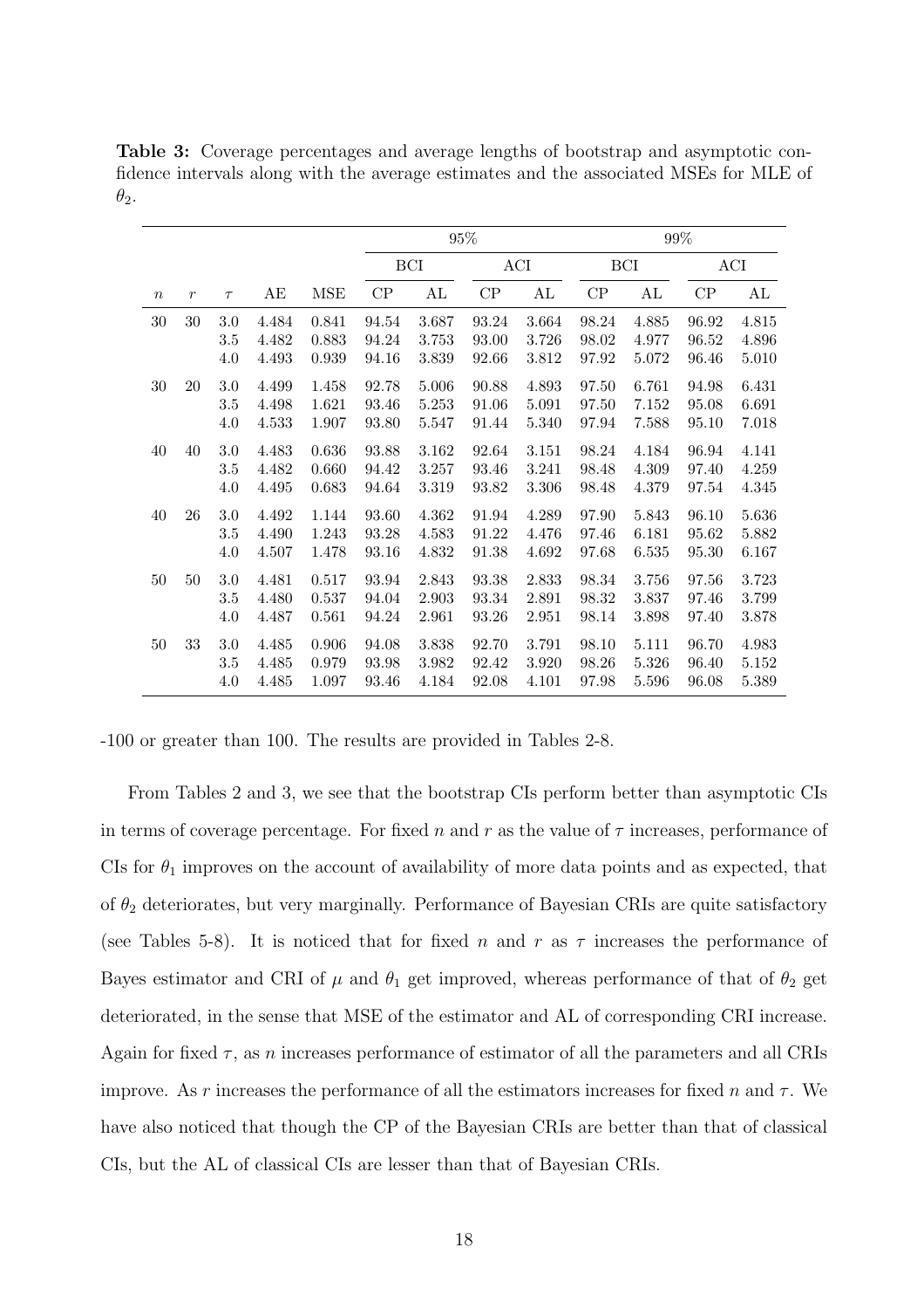**Table 3:** Coverage percentages and average lengths of bootstrap and asymptotic confidence intervals along with the average estimates and the associated MSEs for MLE of $\theta_2$.

| | | | | | 95% | | | | 99% | | | |
|---|---|---|---|---|---|---|---|---|---|---|---|---|
| | | | | | BCI | | ACI | | BCI | | ACI | |
| $n$ | $r$ | $\tau$ | AE | MSE | CP | AL | CP | AL | CP | AL | CP | AL |
| 30 | 30 | 3.0 | 4.484 | 0.841 | 94.54 | 3.687 | 93.24 | 3.664 | 98.24 | 4.885 | 96.92 | 4.815 |
| | | 3.5 | 4.482 | 0.883 | 94.24 | 3.753 | 93.00 | 3.726 | 98.02 | 4.977 | 96.52 | 4.896 |
| | | 4.0 | 4.493 | 0.939 | 94.16 | 3.839 | 92.66 | 3.812 | 97.92 | 5.072 | 96.46 | 5.010 |
| 30 | 20 | 3.0 | 4.499 | 1.458 | 92.78 | 5.006 | 90.88 | 4.893 | 97.50 | 6.761 | 94.98 | 6.431 |
| | | 3.5 | 4.498 | 1.621 | 93.46 | 5.253 | 91.06 | 5.091 | 97.50 | 7.152 | 95.08 | 6.691 |
| | | 4.0 | 4.533 | 1.907 | 93.80 | 5.547 | 91.44 | 5.340 | 97.94 | 7.588 | 95.10 | 7.018 |
| 40 | 40 | 3.0 | 4.483 | 0.636 | 93.88 | 3.162 | 92.64 | 3.151 | 98.24 | 4.184 | 96.94 | 4.141 |
| | | 3.5 | 4.482 | 0.660 | 94.42 | 3.257 | 93.46 | 3.241 | 98.48 | 4.309 | 97.40 | 4.259 |
| | | 4.0 | 4.495 | 0.683 | 94.64 | 3.319 | 93.82 | 3.306 | 98.48 | 4.379 | 97.54 | 4.345 |
| 40 | 26 | 3.0 | 4.492 | 1.144 | 93.60 | 4.362 | 91.94 | 4.289 | 97.90 | 5.843 | 96.10 | 5.636 |
| | | 3.5 | 4.490 | 1.243 | 93.28 | 4.583 | 91.22 | 4.476 | 97.46 | 6.181 | 95.62 | 5.882 |
| | | 4.0 | 4.507 | 1.478 | 93.16 | 4.832 | 91.38 | 4.692 | 97.68 | 6.535 | 95.30 | 6.167 |
| 50 | 50 | 3.0 | 4.481 | 0.517 | 93.94 | 2.843 | 93.38 | 2.833 | 98.34 | 3.756 | 97.56 | 3.723 |
| | | 3.5 | 4.480 | 0.537 | 94.04 | 2.903 | 93.34 | 2.891 | 98.32 | 3.837 | 97.46 | 3.799 |
| | | 4.0 | 4.487 | 0.561 | 94.24 | 2.961 | 93.26 | 2.951 | 98.14 | 3.898 | 97.40 | 3.878 |
| 50 | 33 | 3.0 | 4.485 | 0.906 | 94.08 | 3.838 | 92.70 | 3.791 | 98.10 | 5.111 | 96.70 | 4.983 |
| | | 3.5 | 4.485 | 0.979 | 93.98 | 3.982 | 92.42 | 3.920 | 98.26 | 5.326 | 96.40 | 5.152 |
| | | 4.0 | 4.485 | 1.097 | 93.46 | 4.184 | 92.08 | 4.101 | 97.98 | 5.596 | 96.08 | 5.389 |

-100 or greater than 100. The results are provided in Tables 2-8.

From Tables 2 and 3, we see that the bootstrap CIs perform better than asymptotic CIs in terms of coverage percentage. For fixed $n$ and $r$ as the value of $\tau$ increases, performance of CIs for $\theta_1$ improves on the account of availability of more data points and as expected, that of $\theta_2$ deteriorates, but very marginally. Performance of Bayesian CRIs are quite satisfactory (see Tables 5-8). It is noticed that for fixed $n$ and $r$ as $\tau$ increases the performance of Bayes estimator and CRI of $\mu$ and $\theta_1$ get improved, whereas performance of that of $\theta_2$ get deteriorated, in the sense that MSE of the estimator and AL of corresponding CRI increase. Again for fixed $\tau$, as $n$ increases performance of estimator of all the parameters and all CRIs improve. As $r$ increases the performance of all the estimators increases for fixed $n$ and $\tau$. We have also noticed that though the CP of the Bayesian CRIs are better than that of classical CIs, but the AL of classical CIs are lesser than that of Bayesian CRIs.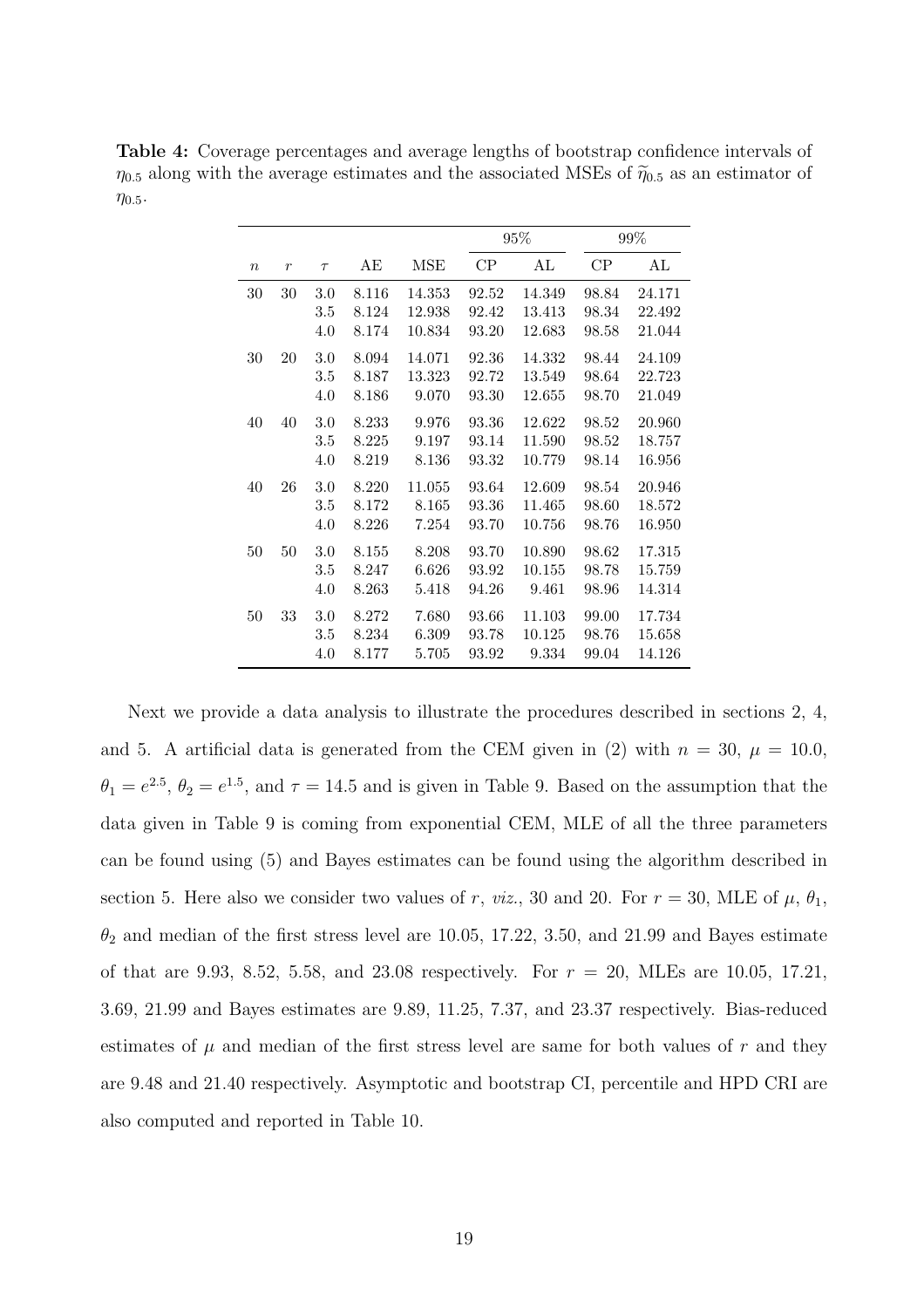**Table 4:** Coverage percentages and average lengths of bootstrap confidence intervals of $\eta_{0.5}$ along with the average estimates and the associated MSEs of $\widetilde{\eta}_{0.5}$ as an estimator of $\eta_{0.5}$.

| | | | | | 95% | | 99% | |
|---|---|---|---|---|---|---|---|---|
| $n$ | $r$ | $\tau$ | AE | MSE | CP | AL | CP | AL |
| 30 | 30 | 3.0 | 8.116 | 14.353 | 92.52 | 14.349 | 98.84 | 24.171 |
| | | 3.5 | 8.124 | 12.938 | 92.42 | 13.413 | 98.34 | 22.492 |
| | | 4.0 | 8.174 | 10.834 | 93.20 | 12.683 | 98.58 | 21.044 |
| 30 | 20 | 3.0 | 8.094 | 14.071 | 92.36 | 14.332 | 98.44 | 24.109 |
| | | 3.5 | 8.187 | 13.323 | 92.72 | 13.549 | 98.64 | 22.723 |
| | | 4.0 | 8.186 | 9.070 | 93.30 | 12.655 | 98.70 | 21.049 |
| 40 | 40 | 3.0 | 8.233 | 9.976 | 93.36 | 12.622 | 98.52 | 20.960 |
| | | 3.5 | 8.225 | 9.197 | 93.14 | 11.590 | 98.52 | 18.757 |
| | | 4.0 | 8.219 | 8.136 | 93.32 | 10.779 | 98.14 | 16.956 |
| 40 | 26 | 3.0 | 8.220 | 11.055 | 93.64 | 12.609 | 98.54 | 20.946 |
| | | 3.5 | 8.172 | 8.165 | 93.36 | 11.465 | 98.60 | 18.572 |
| | | 4.0 | 8.226 | 7.254 | 93.70 | 10.756 | 98.76 | 16.950 |
| 50 | 50 | 3.0 | 8.155 | 8.208 | 93.70 | 10.890 | 98.62 | 17.315 |
| | | 3.5 | 8.247 | 6.626 | 93.92 | 10.155 | 98.78 | 15.759 |
| | | 4.0 | 8.263 | 5.418 | 94.26 | 9.461 | 98.96 | 14.314 |
| 50 | 33 | 3.0 | 8.272 | 7.680 | 93.66 | 11.103 | 99.00 | 17.734 |
| | | 3.5 | 8.234 | 6.309 | 93.78 | 10.125 | 98.76 | 15.658 |
| | | 4.0 | 8.177 | 5.705 | 93.92 | 9.334 | 99.04 | 14.126 |

Next we provide a data analysis to illustrate the procedures described in sections 2, 4, and 5. A artificial data is generated from the CEM given in (2) with $n = 30$, $\mu = 10.0$, $\theta_1 = e^{2.5}$, $\theta_2 = e^{1.5}$, and $\tau = 14.5$ and is given in Table 9. Based on the assumption that the data given in Table 9 is coming from exponential CEM, MLE of all the three parameters can be found using (5) and Bayes estimates can be found using the algorithm described in section 5. Here also we consider two values of $r$, *viz.*, 30 and 20. For $r = 30$, MLE of $\mu$, $\theta_1$, $\theta_2$ and median of the first stress level are 10.05, 17.22, 3.50, and 21.99 and Bayes estimate of that are 9.93, 8.52, 5.58, and 23.08 respectively. For $r = 20$, MLEs are 10.05, 17.21, 3.69, 21.99 and Bayes estimates are 9.89, 11.25, 7.37, and 23.37 respectively. Bias-reduced estimates of $\mu$ and median of the first stress level are same for both values of $r$ and they are 9.48 and 21.40 respectively. Asymptotic and bootstrap CI, percentile and HPD CRI are also computed and reported in Table 10.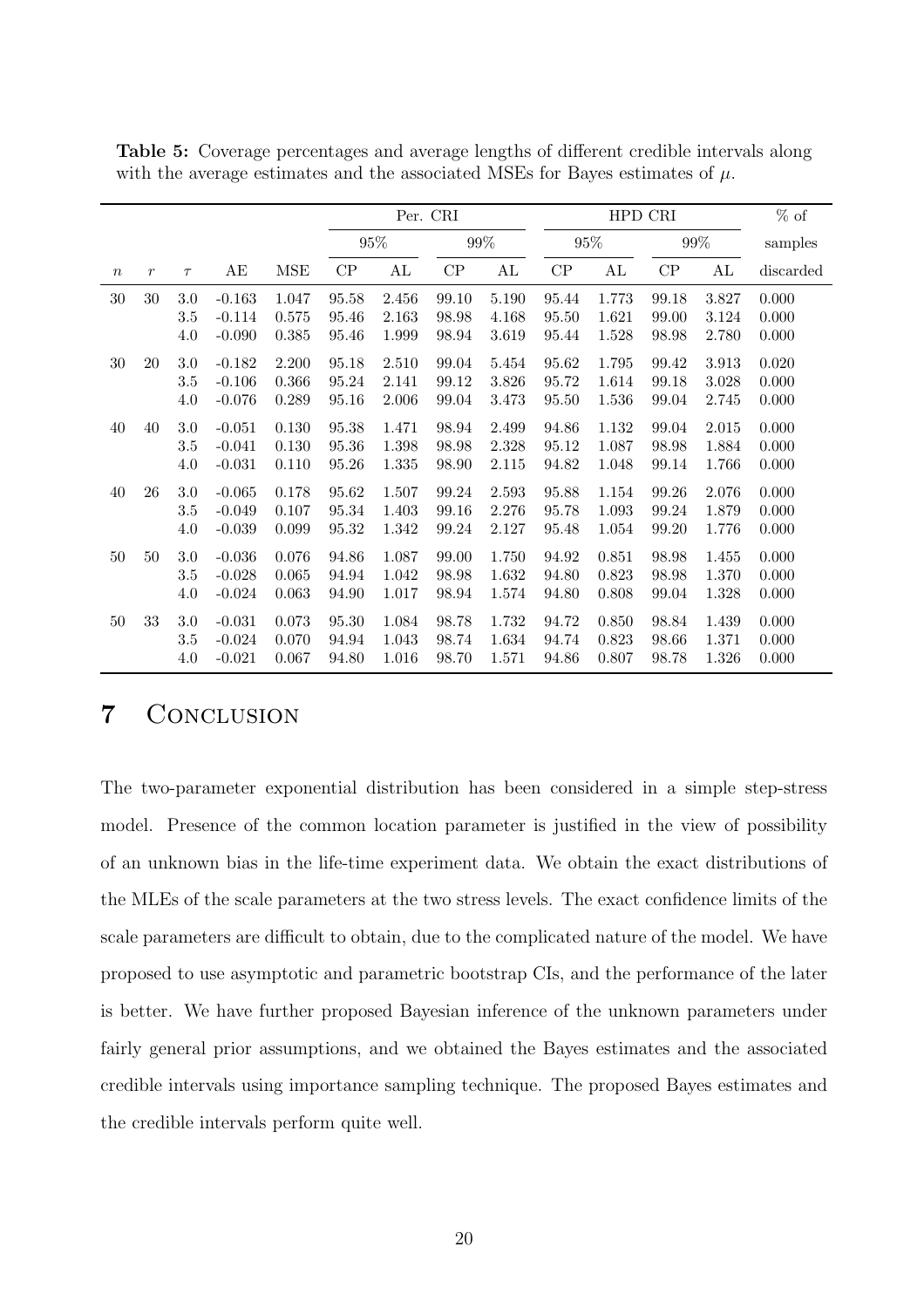**Table 5:** Coverage percentages and average lengths of different credible intervals along with the average estimates and the associated MSEs for Bayes estimates of $\mu$.

| | | | | | Per. CRI | | | | HPD CRI | | | | % of |
|---|---|---|---|---|---|---|---|---|---|---|---|---|---|
| | | | | | 95% | | 99% | | 95% | | 99% | | samples |
| $n$ | $r$ | $\tau$ | AE | MSE | CP | AL | CP | AL | CP | AL | CP | AL | discarded |
| 30 | 30 | 3.0 | -0.163 | 1.047 | 95.58 | 2.456 | 99.10 | 5.190 | 95.44 | 1.773 | 99.18 | 3.827 | 0.000 |
| | | 3.5 | -0.114 | 0.575 | 95.46 | 2.163 | 98.98 | 4.168 | 95.50 | 1.621 | 99.00 | 3.124 | 0.000 |
| | | 4.0 | -0.090 | 0.385 | 95.46 | 1.999 | 98.94 | 3.619 | 95.44 | 1.528 | 98.98 | 2.780 | 0.000 |
| 30 | 20 | 3.0 | -0.182 | 2.200 | 95.18 | 2.510 | 99.04 | 5.454 | 95.62 | 1.795 | 99.42 | 3.913 | 0.020 |
| | | 3.5 | -0.106 | 0.366 | 95.24 | 2.141 | 99.12 | 3.826 | 95.72 | 1.614 | 99.18 | 3.028 | 0.000 |
| | | 4.0 | -0.076 | 0.289 | 95.16 | 2.006 | 99.04 | 3.473 | 95.50 | 1.536 | 99.04 | 2.745 | 0.000 |
| 40 | 40 | 3.0 | -0.051 | 0.130 | 95.38 | 1.471 | 98.94 | 2.499 | 94.86 | 1.132 | 99.04 | 2.015 | 0.000 |
| | | 3.5 | -0.041 | 0.130 | 95.36 | 1.398 | 98.98 | 2.328 | 95.12 | 1.087 | 98.98 | 1.884 | 0.000 |
| | | 4.0 | -0.031 | 0.110 | 95.26 | 1.335 | 98.90 | 2.115 | 94.82 | 1.048 | 99.14 | 1.766 | 0.000 |
| 40 | 26 | 3.0 | -0.065 | 0.178 | 95.62 | 1.507 | 99.24 | 2.593 | 95.88 | 1.154 | 99.26 | 2.076 | 0.000 |
| | | 3.5 | -0.049 | 0.107 | 95.34 | 1.403 | 99.16 | 2.276 | 95.78 | 1.093 | 99.24 | 1.879 | 0.000 |
| | | 4.0 | -0.039 | 0.099 | 95.32 | 1.342 | 99.24 | 2.127 | 95.48 | 1.054 | 99.20 | 1.776 | 0.000 |
| 50 | 50 | 3.0 | -0.036 | 0.076 | 94.86 | 1.087 | 99.00 | 1.750 | 94.92 | 0.851 | 98.98 | 1.455 | 0.000 |
| | | 3.5 | -0.028 | 0.065 | 94.94 | 1.042 | 98.98 | 1.632 | 94.80 | 0.823 | 98.98 | 1.370 | 0.000 |
| | | 4.0 | -0.024 | 0.063 | 94.90 | 1.017 | 98.94 | 1.574 | 94.80 | 0.808 | 99.04 | 1.328 | 0.000 |
| 50 | 33 | 3.0 | -0.031 | 0.073 | 95.30 | 1.084 | 98.78 | 1.732 | 94.72 | 0.850 | 98.84 | 1.439 | 0.000 |
| | | 3.5 | -0.024 | 0.070 | 94.94 | 1.043 | 98.74 | 1.634 | 94.74 | 0.823 | 98.66 | 1.371 | 0.000 |
| | | 4.0 | -0.021 | 0.067 | 94.80 | 1.016 | 98.70 | 1.571 | 94.86 | 0.807 | 98.78 | 1.326 | 0.000 |

# 7 Conclusion

The two-parameter exponential distribution has been considered in a simple step-stress model. Presence of the common location parameter is justified in the view of possibility of an unknown bias in the life-time experiment data. We obtain the exact distributions of the MLEs of the scale parameters at the two stress levels. The exact confidence limits of the scale parameters are difficult to obtain, due to the complicated nature of the model. We have proposed to use asymptotic and parametric bootstrap CIs, and the performance of the later is better. We have further proposed Bayesian inference of the unknown parameters under fairly general prior assumptions, and we obtained the Bayes estimates and the associated credible intervals using importance sampling technique. The proposed Bayes estimates and the credible intervals perform quite well.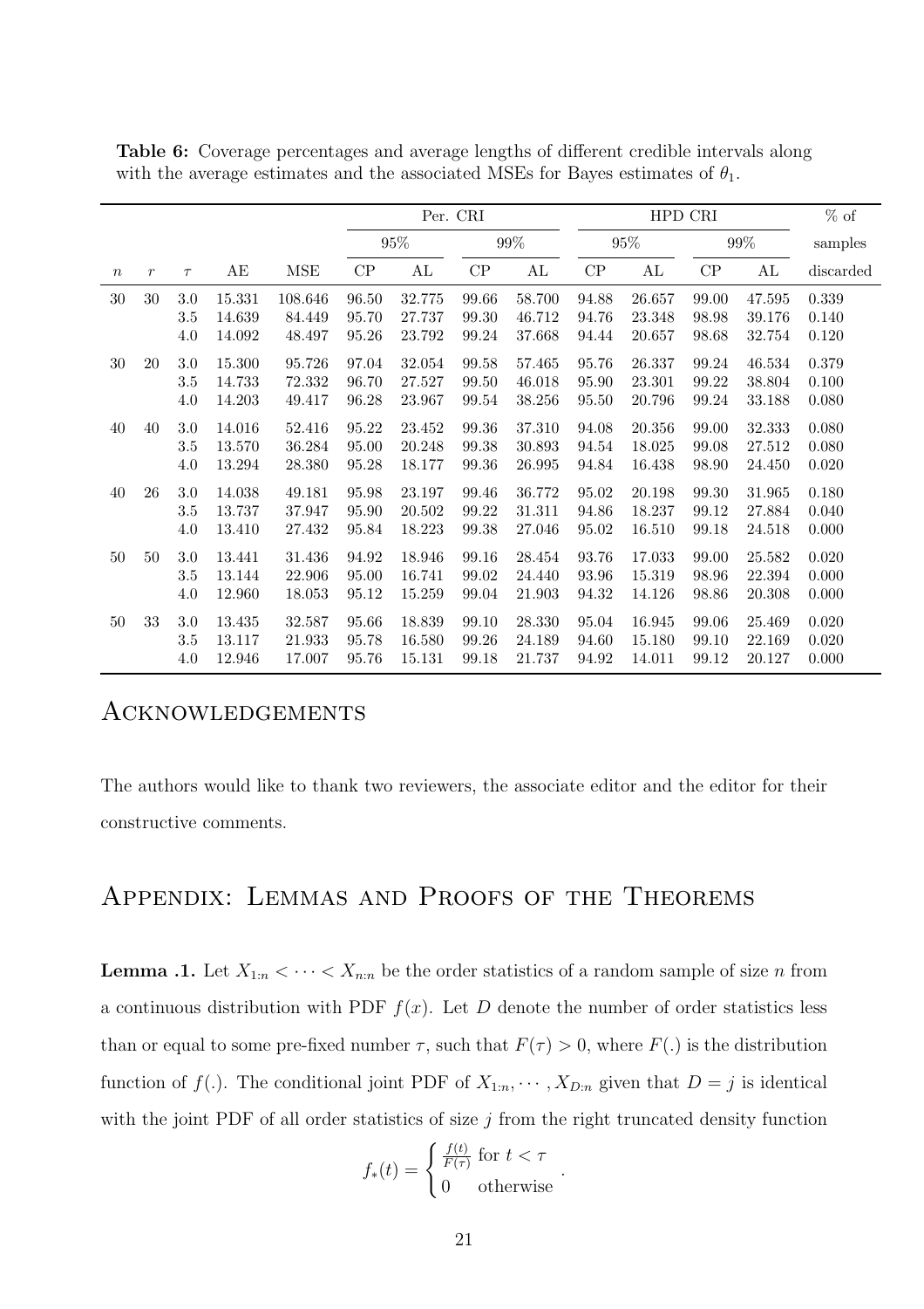**Table 6:** Coverage percentages and average lengths of different credible intervals along with the average estimates and the associated MSEs for Bayes estimates of $\theta_1$.

| | | | | | Per. CRI | | | | HPD CRI | | | | % of |
|---|---|---|---|---|---|---|---|---|---|---|---|---|---|
| | | | | | 95% | | 99% | | 95% | | 99% | | samples |
| $n$ | $r$ | $\tau$ | AE | MSE | CP | AL | CP | AL | CP | AL | CP | AL | discarded |
| 30 | 30 | 3.0 | 15.331 | 108.646 | 96.50 | 32.775 | 99.66 | 58.700 | 94.88 | 26.657 | 99.00 | 47.595 | 0.339 |
| | | 3.5 | 14.639 | 84.449 | 95.70 | 27.737 | 99.30 | 46.712 | 94.76 | 23.348 | 98.98 | 39.176 | 0.140 |
| | | 4.0 | 14.092 | 48.497 | 95.26 | 23.792 | 99.24 | 37.668 | 94.44 | 20.657 | 98.68 | 32.754 | 0.120 |
| 30 | 20 | 3.0 | 15.300 | 95.726 | 97.04 | 32.054 | 99.58 | 57.465 | 95.76 | 26.337 | 99.24 | 46.534 | 0.379 |
| | | 3.5 | 14.733 | 72.332 | 96.70 | 27.527 | 99.50 | 46.018 | 95.90 | 23.301 | 99.22 | 38.804 | 0.100 |
| | | 4.0 | 14.203 | 49.417 | 96.28 | 23.967 | 99.54 | 38.256 | 95.50 | 20.796 | 99.24 | 33.188 | 0.080 |
| 40 | 40 | 3.0 | 14.016 | 52.416 | 95.22 | 23.452 | 99.36 | 37.310 | 94.08 | 20.356 | 99.00 | 32.333 | 0.080 |
| | | 3.5 | 13.570 | 36.284 | 95.00 | 20.248 | 99.38 | 30.893 | 94.54 | 18.025 | 99.08 | 27.512 | 0.080 |
| | | 4.0 | 13.294 | 28.380 | 95.28 | 18.177 | 99.36 | 26.995 | 94.84 | 16.438 | 98.90 | 24.450 | 0.020 |
| 40 | 26 | 3.0 | 14.038 | 49.181 | 95.98 | 23.197 | 99.46 | 36.772 | 95.02 | 20.198 | 99.30 | 31.965 | 0.180 |
| | | 3.5 | 13.737 | 37.947 | 95.90 | 20.502 | 99.22 | 31.311 | 94.86 | 18.237 | 99.12 | 27.884 | 0.040 |
| | | 4.0 | 13.410 | 27.432 | 95.84 | 18.223 | 99.38 | 27.046 | 95.02 | 16.510 | 99.18 | 24.518 | 0.000 |
| 50 | 50 | 3.0 | 13.441 | 31.436 | 94.92 | 18.946 | 99.16 | 28.454 | 93.76 | 17.033 | 99.00 | 25.582 | 0.020 |
| | | 3.5 | 13.144 | 22.906 | 95.00 | 16.741 | 99.02 | 24.440 | 93.96 | 15.319 | 98.96 | 22.394 | 0.000 |
| | | 4.0 | 12.960 | 18.053 | 95.12 | 15.259 | 99.04 | 21.903 | 94.32 | 14.126 | 98.86 | 20.308 | 0.000 |
| 50 | 33 | 3.0 | 13.435 | 32.587 | 95.66 | 18.839 | 99.10 | 28.330 | 95.04 | 16.945 | 99.06 | 25.469 | 0.020 |
| | | 3.5 | 13.117 | 21.933 | 95.78 | 16.580 | 99.26 | 24.189 | 94.60 | 15.180 | 99.10 | 22.169 | 0.020 |
| | | 4.0 | 12.946 | 17.007 | 95.76 | 15.131 | 99.18 | 21.737 | 94.92 | 14.011 | 99.12 | 20.127 | 0.000 |

# Acknowledgements

The authors would like to thank two reviewers, the associate editor and the editor for their constructive comments.

# Appendix: Lemmas and Proofs of the Theorems

**Lemma .1.** Let $X_{1:n} < \cdots < X_{n:n}$ be the order statistics of a random sample of size $n$ from a continuous distribution with PDF $f(x)$. Let $D$ denote the number of order statistics less than or equal to some pre-fixed number $\tau$, such that $F(\tau) > 0$, where $F(.)$ is the distribution function of $f(.)$. The conditional joint PDF of $X_{1:n}, \cdots, X_{D:n}$ given that $D = j$ is identical with the joint PDF of all order statistics of size $j$ from the right truncated density function

$$f_*(t) = \begin{cases} \frac{f(t)}{F(\tau)} & \text{for } t < \tau \\ 0 & \text{otherwise} \end{cases}.$$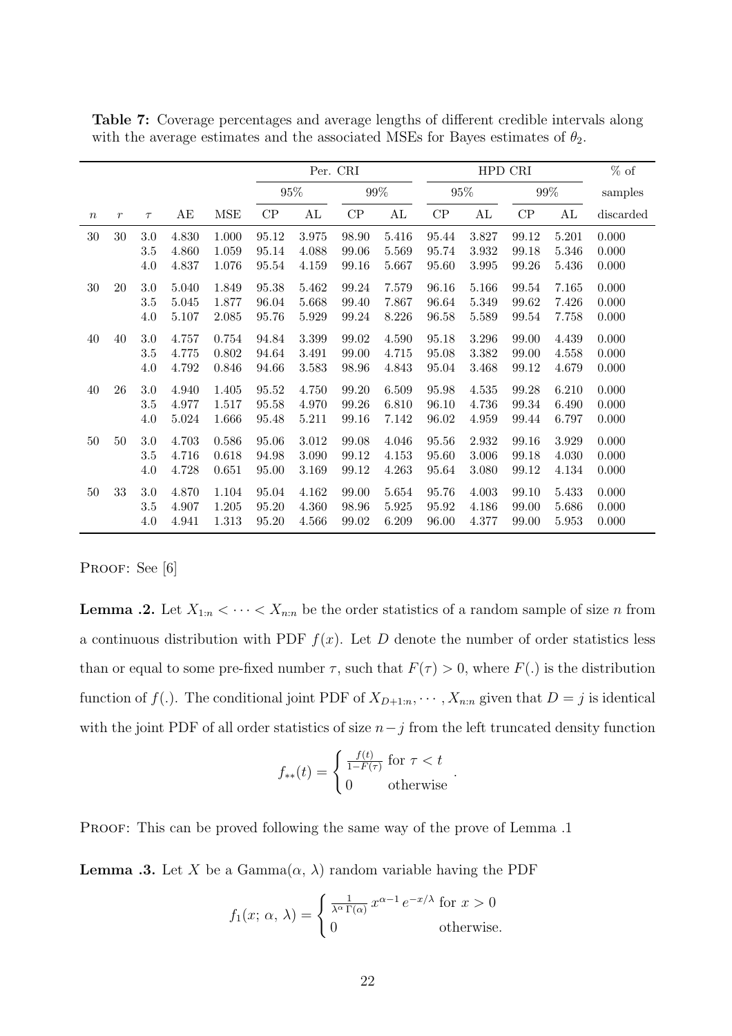**Table 7:** Coverage percentages and average lengths of different credible intervals along with the average estimates and the associated MSEs for Bayes estimates of $\theta_2$.

| | | | | | Per. CRI | | | | HPD CRI | | | | % of |
|---|---|---|---|---|---|---|---|---|---|---|---|---|---|
| | | | | | 95% | | 99% | | 95% | | 99% | | samples |
| $n$ | $r$ | $\tau$ | AE | MSE | CP | AL | CP | AL | CP | AL | CP | AL | discarded |
| 30 | 30 | 3.0 | 4.830 | 1.000 | 95.12 | 3.975 | 98.90 | 5.416 | 95.44 | 3.827 | 99.12 | 5.201 | 0.000 |
| | | 3.5 | 4.860 | 1.059 | 95.14 | 4.088 | 99.06 | 5.569 | 95.74 | 3.932 | 99.18 | 5.346 | 0.000 |
| | | 4.0 | 4.837 | 1.076 | 95.54 | 4.159 | 99.16 | 5.667 | 95.60 | 3.995 | 99.26 | 5.436 | 0.000 |
| 30 | 20 | 3.0 | 5.040 | 1.849 | 95.38 | 5.462 | 99.24 | 7.579 | 96.16 | 5.166 | 99.54 | 7.165 | 0.000 |
| | | 3.5 | 5.045 | 1.877 | 96.04 | 5.668 | 99.40 | 7.867 | 96.64 | 5.349 | 99.62 | 7.426 | 0.000 |
| | | 4.0 | 5.107 | 2.085 | 95.76 | 5.929 | 99.24 | 8.226 | 96.58 | 5.589 | 99.54 | 7.758 | 0.000 |
| 40 | 40 | 3.0 | 4.757 | 0.754 | 94.84 | 3.399 | 99.02 | 4.590 | 95.18 | 3.296 | 99.00 | 4.439 | 0.000 |
| | | 3.5 | 4.775 | 0.802 | 94.64 | 3.491 | 99.00 | 4.715 | 95.08 | 3.382 | 99.00 | 4.558 | 0.000 |
| | | 4.0 | 4.792 | 0.846 | 94.66 | 3.583 | 98.96 | 4.843 | 95.04 | 3.468 | 99.12 | 4.679 | 0.000 |
| 40 | 26 | 3.0 | 4.940 | 1.405 | 95.52 | 4.750 | 99.20 | 6.509 | 95.98 | 4.535 | 99.28 | 6.210 | 0.000 |
| | | 3.5 | 4.977 | 1.517 | 95.58 | 4.970 | 99.26 | 6.810 | 96.10 | 4.736 | 99.34 | 6.490 | 0.000 |
| | | 4.0 | 5.024 | 1.666 | 95.48 | 5.211 | 99.16 | 7.142 | 96.02 | 4.959 | 99.44 | 6.797 | 0.000 |
| 50 | 50 | 3.0 | 4.703 | 0.586 | 95.06 | 3.012 | 99.08 | 4.046 | 95.56 | 2.932 | 99.16 | 3.929 | 0.000 |
| | | 3.5 | 4.716 | 0.618 | 94.98 | 3.090 | 99.12 | 4.153 | 95.60 | 3.006 | 99.18 | 4.030 | 0.000 |
| | | 4.0 | 4.728 | 0.651 | 95.00 | 3.169 | 99.12 | 4.263 | 95.64 | 3.080 | 99.12 | 4.134 | 0.000 |
| 50 | 33 | 3.0 | 4.870 | 1.104 | 95.04 | 4.162 | 99.00 | 5.654 | 95.76 | 4.003 | 99.10 | 5.433 | 0.000 |
| | | 3.5 | 4.907 | 1.205 | 95.20 | 4.360 | 98.96 | 5.925 | 95.92 | 4.186 | 99.00 | 5.686 | 0.000 |
| | | 4.0 | 4.941 | 1.313 | 95.20 | 4.566 | 99.02 | 6.209 | 96.00 | 4.377 | 99.00 | 5.953 | 0.000 |

Proof: See [6]

**Lemma .2.** Let $X_{1:n} < \cdots < X_{n:n}$ be the order statistics of a random sample of size $n$ from a continuous distribution with PDF $f(x)$. Let $D$ denote the number of order statistics less than or equal to some pre-fixed number $\tau$, such that $F(\tau) > 0$, where $F(.)$ is the distribution function of $f(.)$. The conditional joint PDF of $X_{D+1:n}, \cdots, X_{n:n}$ given that $D = j$ is identical with the joint PDF of all order statistics of size $n-j$ from the left truncated density function

$$f_{**}(t) = \begin{cases} \frac{f(t)}{1-F(\tau)} & \text{for } \tau < t \\ 0 & \text{otherwise} \end{cases}.$$

Proof: This can be proved following the same way of the prove of Lemma .1

**Lemma .3.** Let $X$ be a Gamma($\alpha$, $\lambda$) random variable having the PDF

$$f_1(x;\, \alpha,\, \lambda) = \begin{cases} \frac{1}{\lambda^{\alpha}\,\Gamma(\alpha)}\, x^{\alpha-1}\, e^{-x/\lambda} & \text{for } x > 0 \\ 0 & \text{otherwise.} \end{cases}$$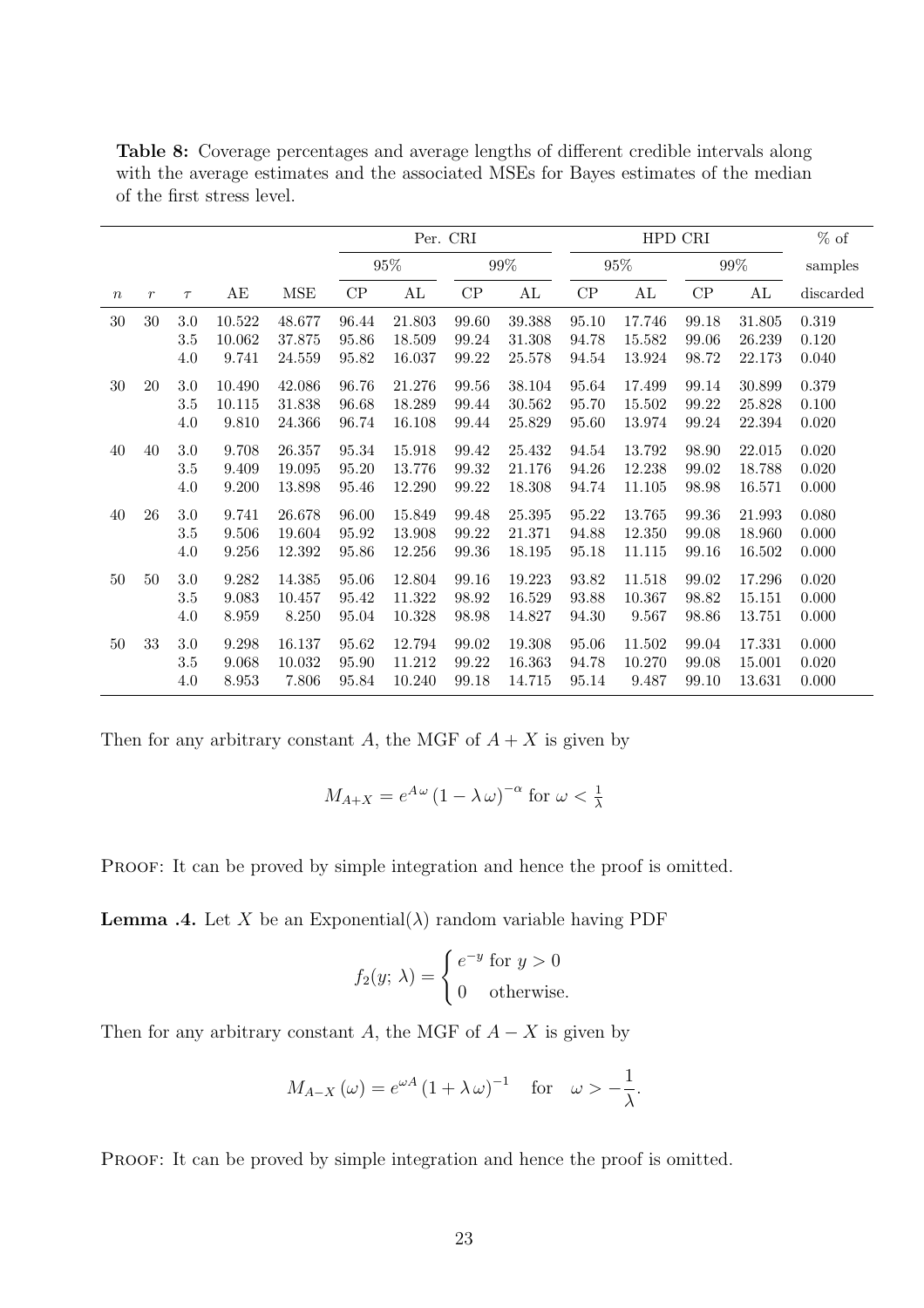**Table 8:** Coverage percentages and average lengths of different credible intervals along with the average estimates and the associated MSEs for Bayes estimates of the median of the first stress level.

| | | | | | Per. CRI | | | | HPD CRI | | | | % of |
|---|---|---|---|---|---|---|---|---|---|---|---|---|---|
| | | | | | 95% | | 99% | | 95% | | 99% | | samples |
| $n$ | $r$ | $\tau$ | AE | MSE | CP | AL | CP | AL | CP | AL | CP | AL | discarded |
| 30 | 30 | 3.0 | 10.522 | 48.677 | 96.44 | 21.803 | 99.60 | 39.388 | 95.10 | 17.746 | 99.18 | 31.805 | 0.319 |
| | | 3.5 | 10.062 | 37.875 | 95.86 | 18.509 | 99.24 | 31.308 | 94.78 | 15.582 | 99.06 | 26.239 | 0.120 |
| | | 4.0 | 9.741 | 24.559 | 95.82 | 16.037 | 99.22 | 25.578 | 94.54 | 13.924 | 98.72 | 22.173 | 0.040 |
| 30 | 20 | 3.0 | 10.490 | 42.086 | 96.76 | 21.276 | 99.56 | 38.104 | 95.64 | 17.499 | 99.14 | 30.899 | 0.379 |
| | | 3.5 | 10.115 | 31.838 | 96.68 | 18.289 | 99.44 | 30.562 | 95.70 | 15.502 | 99.22 | 25.828 | 0.100 |
| | | 4.0 | 9.810 | 24.366 | 96.74 | 16.108 | 99.44 | 25.829 | 95.60 | 13.974 | 99.24 | 22.394 | 0.020 |
| 40 | 40 | 3.0 | 9.708 | 26.357 | 95.34 | 15.918 | 99.42 | 25.432 | 94.54 | 13.792 | 98.90 | 22.015 | 0.020 |
| | | 3.5 | 9.409 | 19.095 | 95.20 | 13.776 | 99.32 | 21.176 | 94.26 | 12.238 | 99.02 | 18.788 | 0.020 |
| | | 4.0 | 9.200 | 13.898 | 95.46 | 12.290 | 99.22 | 18.308 | 94.74 | 11.105 | 98.98 | 16.571 | 0.000 |
| 40 | 26 | 3.0 | 9.741 | 26.678 | 96.00 | 15.849 | 99.48 | 25.395 | 95.22 | 13.765 | 99.36 | 21.993 | 0.080 |
| | | 3.5 | 9.506 | 19.604 | 95.92 | 13.908 | 99.22 | 21.371 | 94.88 | 12.350 | 99.08 | 18.960 | 0.000 |
| | | 4.0 | 9.256 | 12.392 | 95.86 | 12.256 | 99.36 | 18.195 | 95.18 | 11.115 | 99.16 | 16.502 | 0.000 |
| 50 | 50 | 3.0 | 9.282 | 14.385 | 95.06 | 12.804 | 99.16 | 19.223 | 93.82 | 11.518 | 99.02 | 17.296 | 0.020 |
| | | 3.5 | 9.083 | 10.457 | 95.42 | 11.322 | 98.92 | 16.529 | 93.88 | 10.367 | 98.82 | 15.151 | 0.000 |
| | | 4.0 | 8.959 | 8.250 | 95.04 | 10.328 | 98.98 | 14.827 | 94.30 | 9.567 | 98.86 | 13.751 | 0.000 |
| 50 | 33 | 3.0 | 9.298 | 16.137 | 95.62 | 12.794 | 99.02 | 19.308 | 95.06 | 11.502 | 99.04 | 17.331 | 0.000 |
| | | 3.5 | 9.068 | 10.032 | 95.90 | 11.212 | 99.22 | 16.363 | 94.78 | 10.270 | 99.08 | 15.001 | 0.020 |
| | | 4.0 | 8.953 | 7.806 | 95.84 | 10.240 | 99.18 | 14.715 | 95.14 | 9.487 | 99.10 | 13.631 | 0.000 |

Then for any arbitrary constant $A$, the MGF of $A + X$ is given by

$$M_{A+X} = e^{A\,\omega}\,(1 - \lambda\,\omega)^{-\alpha} \text{ for } \omega < \tfrac{1}{\lambda}$$

Proof: It can be proved by simple integration and hence the proof is omitted.

**Lemma .4.** Let $X$ be an Exponential($\lambda$) random variable having PDF

$$f_2(y;\,\lambda) = \begin{cases} e^{-y} \text{ for } y > 0 \\ 0 \quad \text{otherwise.} \end{cases}$$

Then for any arbitrary constant $A$, the MGF of $A - X$ is given by

$$M_{A-X}\,(\omega) = e^{\omega A}\,(1 + \lambda\,\omega)^{-1} \quad \text{for} \quad \omega > -\frac{1}{\lambda}.$$

Proof: It can be proved by simple integration and hence the proof is omitted.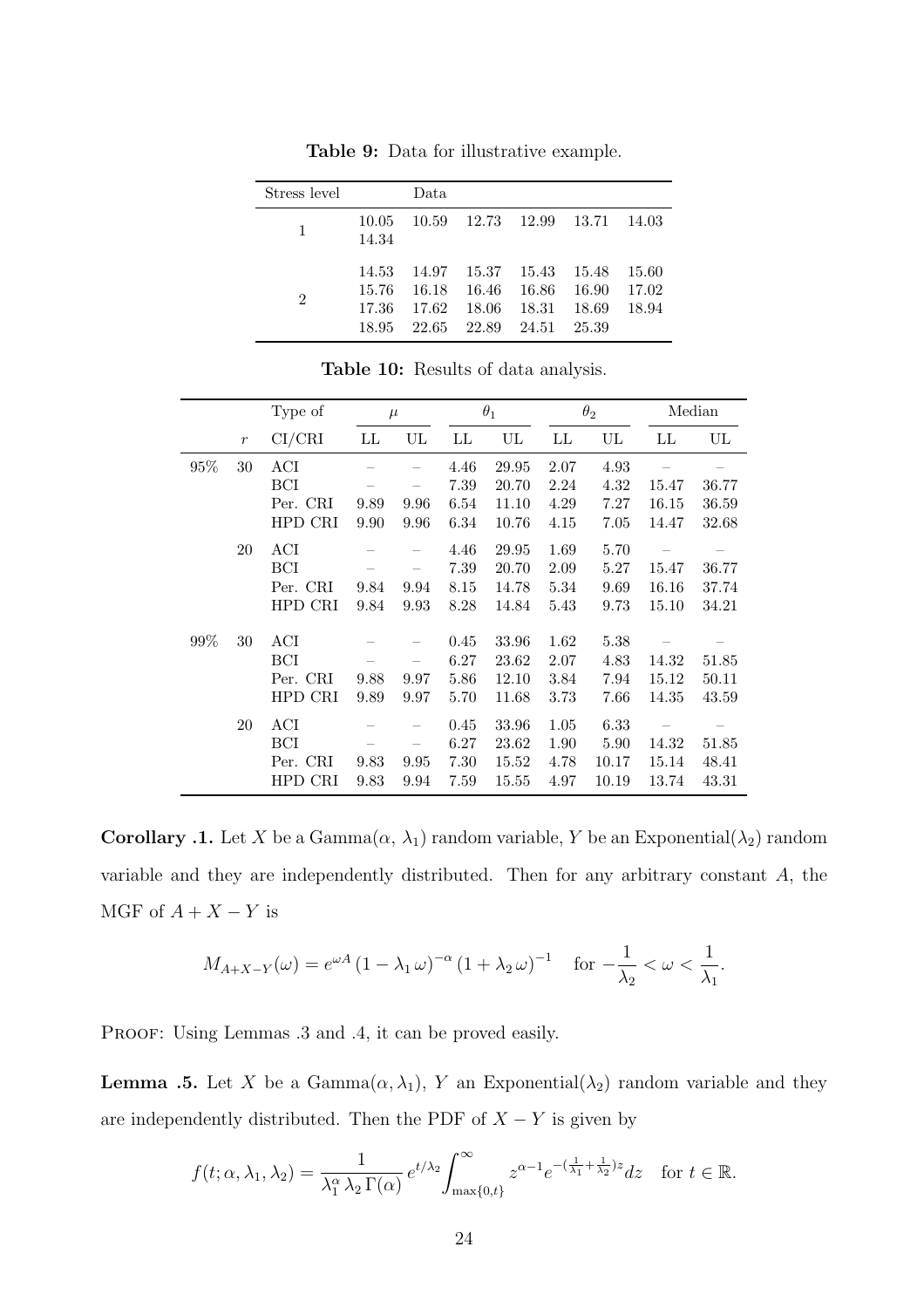**Table 9:** Data for illustrative example.

| Stress level | Data | | | | | |
|---|---|---|---|---|---|---|
| 1 | 10.05 | 10.59 | 12.73 | 12.99 | 13.71 | 14.03 |
| | 14.34 | | | | | |
| 2 | 14.53 | 14.97 | 15.37 | 15.43 | 15.48 | 15.60 |
| | 15.76 | 16.18 | 16.46 | 16.86 | 16.90 | 17.02 |
| | 17.36 | 17.62 | 18.06 | 18.31 | 18.69 | 18.94 |
| | 18.95 | 22.65 | 22.89 | 24.51 | 25.39 | |

**Table 10:** Results of data analysis.

| | | Type of | $\mu$ | | $\theta_1$ | | $\theta_2$ | | Median | |
|---|---|---|---|---|---|---|---|---|---|---|
| | $r$ | CI/CRI | LL | UL | LL | UL | LL | UL | LL | UL |
| 95% | 30 | ACI | – | – | 4.46 | 29.95 | 2.07 | 4.93 | – | – |
| | | BCI | – | – | 7.39 | 20.70 | 2.24 | 4.32 | 15.47 | 36.77 |
| | | Per. CRI | 9.89 | 9.96 | 6.54 | 11.10 | 4.29 | 7.27 | 16.15 | 36.59 |
| | | HPD CRI | 9.90 | 9.96 | 6.34 | 10.76 | 4.15 | 7.05 | 14.47 | 32.68 |
| | 20 | ACI | – | – | 4.46 | 29.95 | 1.69 | 5.70 | – | – |
| | | BCI | – | – | 7.39 | 20.70 | 2.09 | 5.27 | 15.47 | 36.77 |
| | | Per. CRI | 9.84 | 9.94 | 8.15 | 14.78 | 5.34 | 9.69 | 16.16 | 37.74 |
| | | HPD CRI | 9.84 | 9.93 | 8.28 | 14.84 | 5.43 | 9.73 | 15.10 | 34.21 |
| 99% | 30 | ACI | – | – | 0.45 | 33.96 | 1.62 | 5.38 | – | – |
| | | BCI | – | – | 6.27 | 23.62 | 2.07 | 4.83 | 14.32 | 51.85 |
| | | Per. CRI | 9.88 | 9.97 | 5.86 | 12.10 | 3.84 | 7.94 | 15.12 | 50.11 |
| | | HPD CRI | 9.89 | 9.97 | 5.70 | 11.68 | 3.73 | 7.66 | 14.35 | 43.59 |
| | 20 | ACI | – | – | 0.45 | 33.96 | 1.05 | 6.33 | – | – |
| | | BCI | – | – | 6.27 | 23.62 | 1.90 | 5.90 | 14.32 | 51.85 |
| | | Per. CRI | 9.83 | 9.95 | 7.30 | 15.52 | 4.78 | 10.17 | 15.14 | 48.41 |
| | | HPD CRI | 9.83 | 9.94 | 7.59 | 15.55 | 4.97 | 10.19 | 13.74 | 43.31 |

**Corollary .1.** Let $X$ be a Gamma($\alpha$, $\lambda_1$) random variable, $Y$ be an Exponential($\lambda_2$) random variable and they are independently distributed. Then for any arbitrary constant $A$, the MGF of $A + X - Y$ is

$$M_{A+X-Y}(\omega) = e^{\omega A}\,(1-\lambda_1\,\omega)^{-\alpha}\,(1+\lambda_2\,\omega)^{-1} \quad \text{for } -\frac{1}{\lambda_2} < \omega < \frac{1}{\lambda_1}.$$

Proof: Using Lemmas .3 and .4, it can be proved easily.

**Lemma .5.** Let $X$ be a Gamma($\alpha, \lambda_1$), $Y$ an Exponential($\lambda_2$) random variable and they are independently distributed. Then the PDF of $X - Y$ is given by

$$f(t;\alpha,\lambda_1,\lambda_2) = \frac{1}{\lambda_1^{\alpha}\,\lambda_2\,\Gamma(\alpha)}\,e^{t/\lambda_2}\int_{\max\{0,t\}}^{\infty} z^{\alpha-1}e^{-(\frac{1}{\lambda_1}+\frac{1}{\lambda_2})z}dz \quad \text{for } t \in \mathbb{R}.$$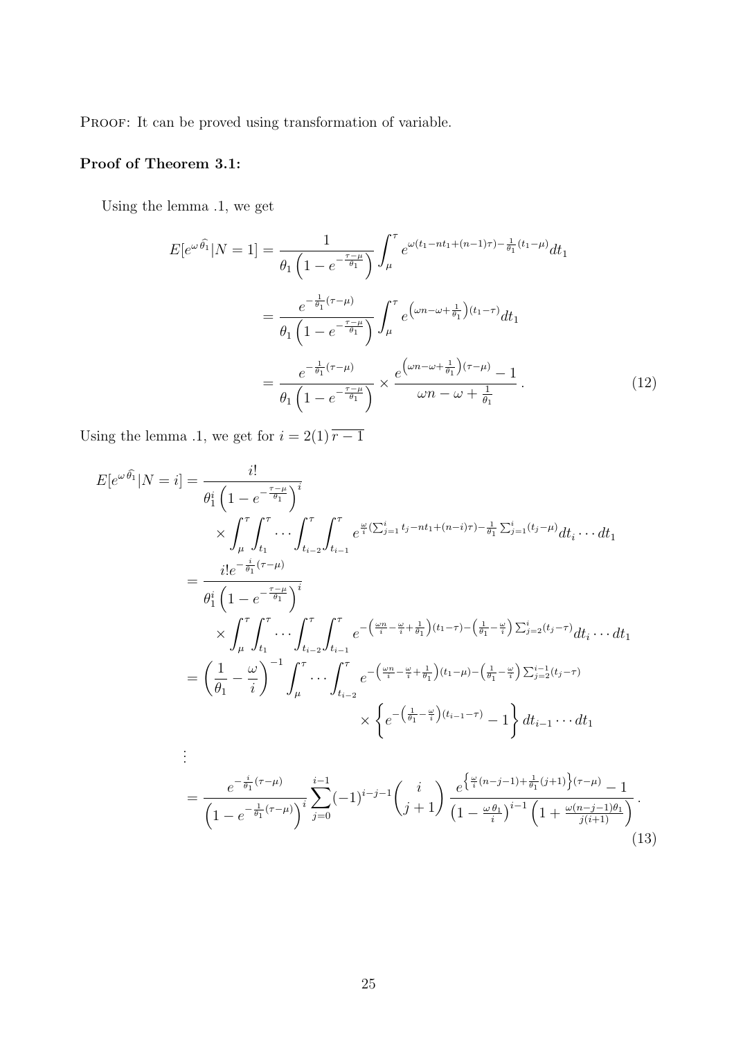PROOF: It can be proved using transformation of variable.

**Proof of Theorem 3.1:**

Using the lemma .1, we get

$$
\begin{aligned}
E[e^{\omega\widehat{\theta_1}}|N=1] &= \frac{1}{\theta_1\left(1-e^{-\frac{\tau-\mu}{\theta_1}}\right)}\int_\mu^\tau e^{\omega(t_1-nt_1+(n-1)\tau)-\frac{1}{\theta_1}(t_1-\mu)}dt_1 \\
&= \frac{e^{-\frac{1}{\theta_1}(\tau-\mu)}}{\theta_1\left(1-e^{-\frac{\tau-\mu}{\theta_1}}\right)}\int_\mu^\tau e^{\left(\omega n-\omega+\frac{1}{\theta_1}\right)(t_1-\tau)}dt_1 \\
&= \frac{e^{-\frac{1}{\theta_1}(\tau-\mu)}}{\theta_1\left(1-e^{-\frac{\tau-\mu}{\theta_1}}\right)} \times \frac{e^{\left(\omega n-\omega+\frac{1}{\theta_1}\right)(\tau-\mu)}-1}{\omega n-\omega+\frac{1}{\theta_1}}\,. \qquad (12)
\end{aligned}
$$

Using the lemma .1, we get for $i=2(1)\overline{r-1}$

$$
\begin{aligned}
E[e^{\omega\widehat{\theta_1}}|N=i] &= \frac{i!}{\theta_1^i\left(1-e^{-\frac{\tau-\mu}{\theta_1}}\right)^i} \\
&\quad\times\int_\mu^\tau\int_{t_1}^\tau\cdots\int_{t_{i-2}}^\tau\int_{t_{i-1}}^\tau e^{\frac{\omega}{i}(\sum_{j=1}^i t_j-nt_1+(n-i)\tau)-\frac{1}{\theta_1}\sum_{j=1}^i(t_j-\mu)}dt_i\cdots dt_1 \\
&= \frac{i!e^{-\frac{i}{\theta_1}(\tau-\mu)}}{\theta_1^i\left(1-e^{-\frac{\tau-\mu}{\theta_1}}\right)^i} \\
&\quad\times\int_\mu^\tau\int_{t_1}^\tau\cdots\int_{t_{i-2}}^\tau\int_{t_{i-1}}^\tau e^{-\left(\frac{\omega n}{i}-\frac{\omega}{i}+\frac{1}{\theta_1}\right)(t_1-\tau)-\left(\frac{1}{\theta_1}-\frac{\omega}{i}\right)\sum_{j=2}^i(t_j-\tau)}dt_i\cdots dt_1 \\
&= \left(\frac{1}{\theta_1}-\frac{\omega}{i}\right)^{-1}\int_\mu^\tau\cdots\int_{t_{i-2}}^\tau e^{-\left(\frac{\omega n}{i}-\frac{\omega}{i}+\frac{1}{\theta_1}\right)(t_1-\mu)-\left(\frac{1}{\theta_1}-\frac{\omega}{i}\right)\sum_{j=2}^{i-1}(t_j-\tau)} \\
&\qquad\qquad\times\left\{e^{-\left(\frac{1}{\theta_1}-\frac{\omega}{i}\right)(t_{i-1}-\tau)}-1\right\}dt_{i-1}\cdots dt_1 \\
&\;\;\vdots \\
&= \frac{e^{-\frac{i}{\theta_1}(\tau-\mu)}}{\left(1-e^{-\frac{1}{\theta_1}(\tau-\mu)}\right)^i}\sum_{j=0}^{i-1}(-1)^{i-j-1}\binom{i}{j+1}\frac{e^{\left\{\frac{\omega}{i}(n-j-1)+\frac{1}{\theta_1}(j+1)\right\}(\tau-\mu)}-1}{\left(1-\frac{\omega\theta_1}{i}\right)^{i-1}\left(1+\frac{\omega(n-j-1)\theta_1}{j(i+1)}\right)}\,.
\end{aligned}
$$

(13)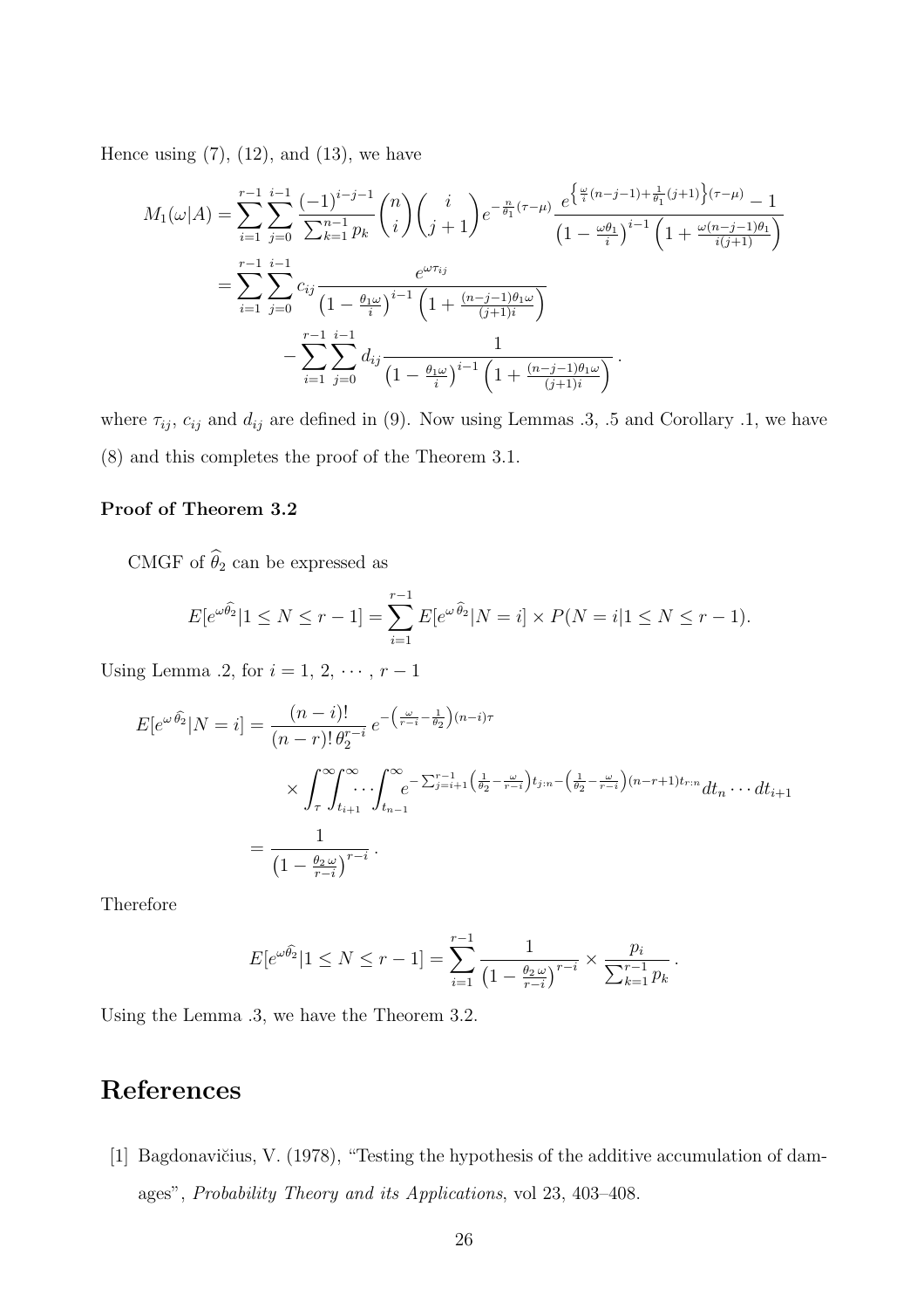Hence using (7), (12), and (13), we have

$$
\begin{aligned}
M_1(\omega|A) &= \sum_{i=1}^{r-1}\sum_{j=0}^{i-1} \frac{(-1)^{i-j-1}}{\sum_{k=1}^{n-1} p_k} \binom{n}{i} \binom{i}{j+1} e^{-\frac{n}{\theta_1}(\tau-\mu)} \frac{e^{\left\{\frac{\omega}{i}(n-j-1)+\frac{1}{\theta_1}(j+1)\right\}(\tau-\mu)} - 1}{\left(1-\frac{\omega\theta_1}{i}\right)^{i-1}\left(1+\frac{\omega(n-j-1)\theta_1}{i(j+1)}\right)} \\
&= \sum_{i=1}^{r-1}\sum_{j=0}^{i-1} c_{ij} \frac{e^{\omega\tau_{ij}}}{\left(1-\frac{\theta_1\omega}{i}\right)^{i-1}\left(1+\frac{(n-j-1)\theta_1\omega}{(j+1)i}\right)} \\
&\qquad - \sum_{i=1}^{r-1}\sum_{j=0}^{i-1} d_{ij} \frac{1}{\left(1-\frac{\theta_1\omega}{i}\right)^{i-1}\left(1+\frac{(n-j-1)\theta_1\omega}{(j+1)i}\right)}.
\end{aligned}
$$

where $\tau_{ij}$, $c_{ij}$ and $d_{ij}$ are defined in (9). Now using Lemmas .3, .5 and Corollary .1, we have (8) and this completes the proof of the Theorem 3.1.

### Proof of Theorem 3.2

CMGF of $\widehat{\theta}_2$ can be expressed as

$$
E[e^{\omega\widehat{\theta}_2}|1 \le N \le r-1] = \sum_{i=1}^{r-1} E[e^{\omega\widehat{\theta}_2}|N=i] \times P(N=i|1 \le N \le r-1).
$$

Using Lemma .2, for $i = 1, 2, \cdots, r-1$

$$
\begin{aligned}
E[e^{\omega\,\widehat{\theta}_2}|N=i] &= \frac{(n-i)!}{(n-r)!\,\theta_2^{r-i}}\, e^{-\left(\frac{\omega}{r-i}-\frac{1}{\theta_2}\right)(n-i)\tau} \\
&\qquad \times \int_{\tau}^{\infty}\int_{t_{i+1}}^{\infty}\cdots\int_{t_{n-1}}^{\infty} e^{-\sum_{j=i+1}^{r-1}\left(\frac{1}{\theta_2}-\frac{\omega}{r-i}\right)t_{j:n}-\left(\frac{1}{\theta_2}-\frac{\omega}{r-i}\right)(n-r+1)t_{r:n}} dt_n \cdots dt_{i+1} \\
&= \frac{1}{\left(1-\frac{\theta_2\,\omega}{r-i}\right)^{r-i}}.
\end{aligned}
$$

Therefore

$$
E[e^{\omega\widehat{\theta}_2}|1 \le N \le r-1] = \sum_{i=1}^{r-1} \frac{1}{\left(1-\frac{\theta_2\,\omega}{r-i}\right)^{r-i}} \times \frac{p_i}{\sum_{k=1}^{r-1} p_k}.
$$

Using the Lemma .3, we have the Theorem 3.2.

# References

[1] Bagdonavičius, V. (1978), "Testing the hypothesis of the additive accumulation of damages", *Probability Theory and its Applications*, vol 23, 403–408.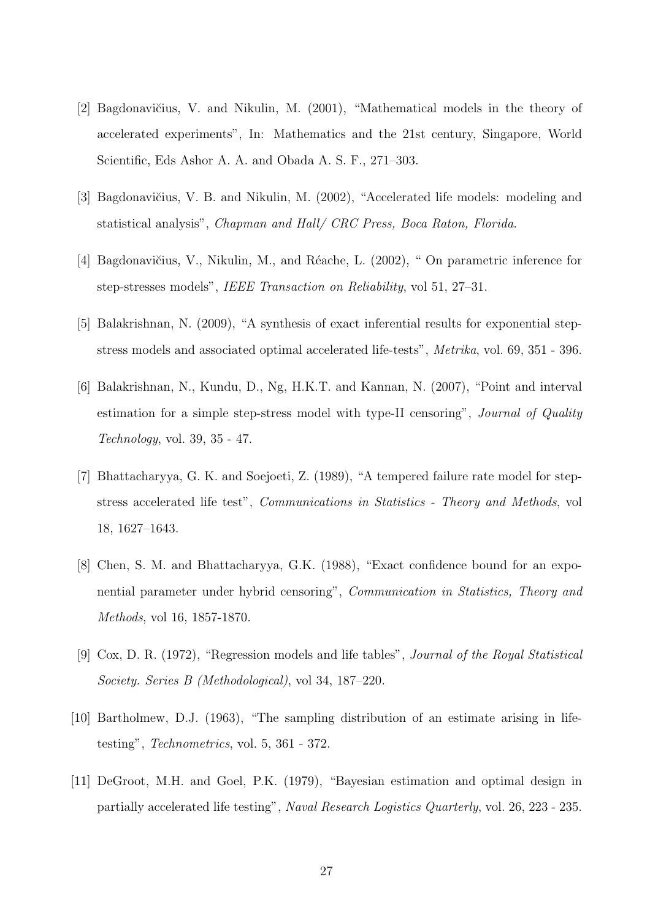[2] Bagdonavičius, V. and Nikulin, M. (2001), "Mathematical models in the theory of accelerated experiments", In: Mathematics and the 21st century, Singapore, World Scientific, Eds Ashor A. A. and Obada A. S. F., 271–303.

[3] Bagdonavičius, V. B. and Nikulin, M. (2002), "Accelerated life models: modeling and statistical analysis", *Chapman and Hall/ CRC Press, Boca Raton, Florida*.

[4] Bagdonavičius, V., Nikulin, M., and Réache, L. (2002), " On parametric inference for step-stresses models", *IEEE Transaction on Reliability*, vol 51, 27–31.

[5] Balakrishnan, N. (2009), "A synthesis of exact inferential results for exponential step-stress models and associated optimal accelerated life-tests", *Metrika*, vol. 69, 351 - 396.

[6] Balakrishnan, N., Kundu, D., Ng, H.K.T. and Kannan, N. (2007), "Point and interval estimation for a simple step-stress model with type-II censoring", *Journal of Quality Technology*, vol. 39, 35 - 47.

[7] Bhattacharyya, G. K. and Soejoeti, Z. (1989), "A tempered failure rate model for step-stress accelerated life test", *Communications in Statistics - Theory and Methods*, vol 18, 1627–1643.

[8] Chen, S. M. and Bhattacharyya, G.K. (1988), "Exact confidence bound for an exponential parameter under hybrid censoring", *Communication in Statistics, Theory and Methods*, vol 16, 1857-1870.

[9] Cox, D. R. (1972), "Regression models and life tables", *Journal of the Royal Statistical Society. Series B (Methodological)*, vol 34, 187–220.

[10] Bartholmew, D.J. (1963), "The sampling distribution of an estimate arising in life-testing", *Technometrics*, vol. 5, 361 - 372.

[11] DeGroot, M.H. and Goel, P.K. (1979), "Bayesian estimation and optimal design in partially accelerated life testing", *Naval Research Logistics Quarterly*, vol. 26, 223 - 235.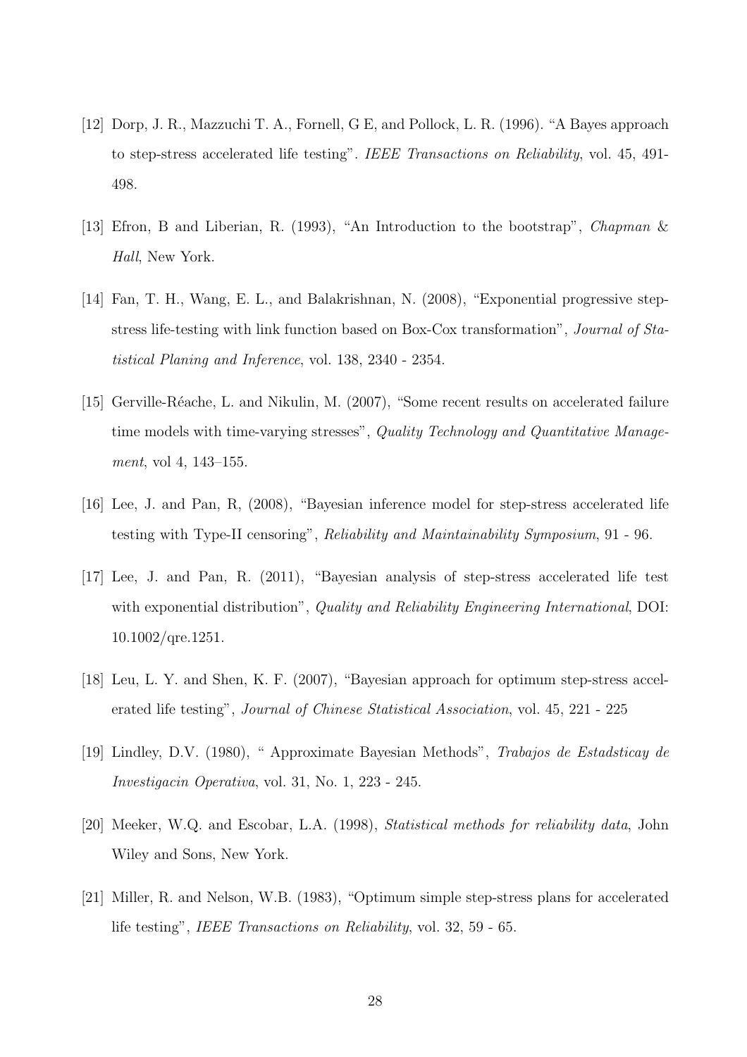[12] Dorp, J. R., Mazzuchi T. A., Fornell, G E, and Pollock, L. R. (1996). "A Bayes approach to step-stress accelerated life testing". *IEEE Transactions on Reliability*, vol. 45, 491-498.

[13] Efron, B and Liberian, R. (1993), "An Introduction to the bootstrap", *Chapman & Hall*, New York.

[14] Fan, T. H., Wang, E. L., and Balakrishnan, N. (2008), "Exponential progressive step-stress life-testing with link function based on Box-Cox transformation", *Journal of Statistical Planing and Inference*, vol. 138, 2340 - 2354.

[15] Gerville-Réache, L. and Nikulin, M. (2007), "Some recent results on accelerated failure time models with time-varying stresses", *Quality Technology and Quantitative Management*, vol 4, 143–155.

[16] Lee, J. and Pan, R, (2008), "Bayesian inference model for step-stress accelerated life testing with Type-II censoring", *Reliability and Maintainability Symposium*, 91 - 96.

[17] Lee, J. and Pan, R. (2011), "Bayesian analysis of step-stress accelerated life test with exponential distribution", *Quality and Reliability Engineering International*, DOI: 10.1002/qre.1251.

[18] Leu, L. Y. and Shen, K. F. (2007), "Bayesian approach for optimum step-stress accelerated life testing", *Journal of Chinese Statistical Association*, vol. 45, 221 - 225

[19] Lindley, D.V. (1980), " Approximate Bayesian Methods", *Trabajos de Estadsticay de Investigacin Operativa*, vol. 31, No. 1, 223 - 245.

[20] Meeker, W.Q. and Escobar, L.A. (1998), *Statistical methods for reliability data*, John Wiley and Sons, New York.

[21] Miller, R. and Nelson, W.B. (1983), "Optimum simple step-stress plans for accelerated life testing", *IEEE Transactions on Reliability*, vol. 32, 59 - 65.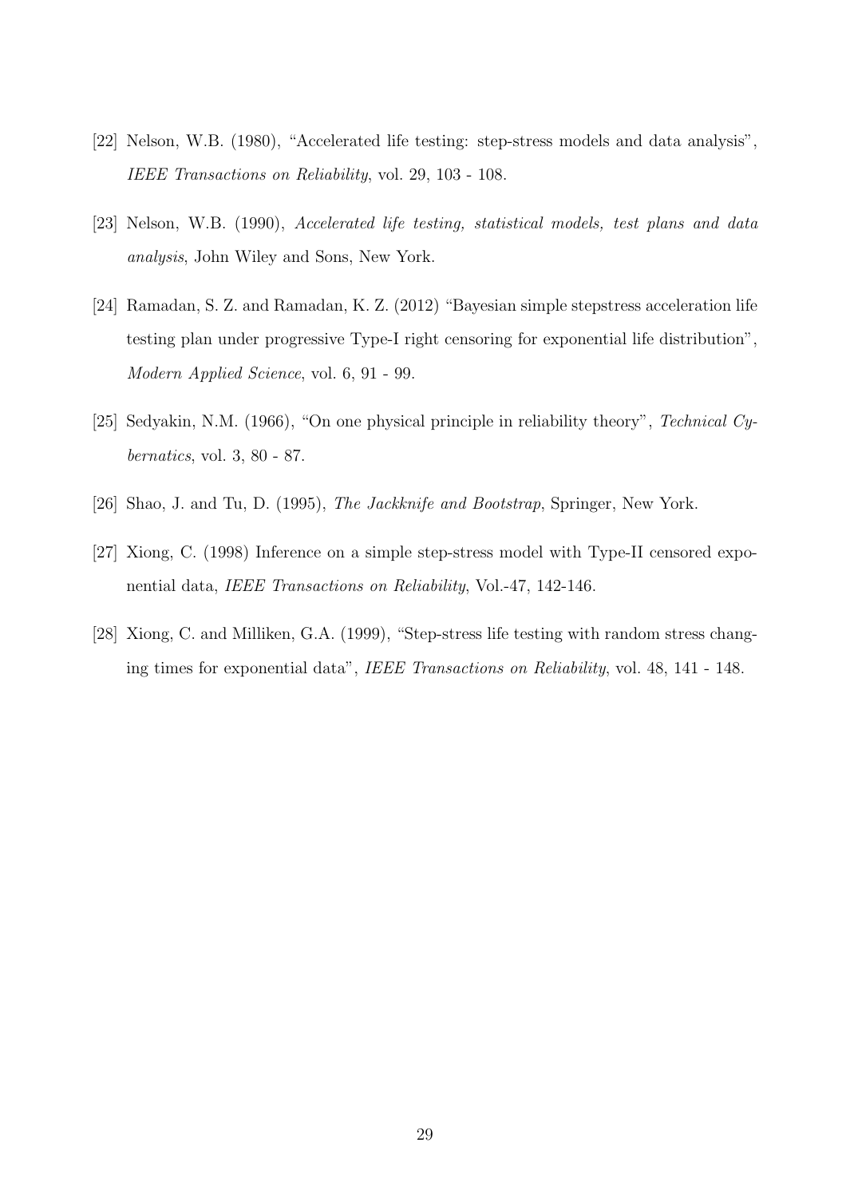[22] Nelson, W.B. (1980), "Accelerated life testing: step-stress models and data analysis", *IEEE Transactions on Reliability*, vol. 29, 103 - 108.

[23] Nelson, W.B. (1990), *Accelerated life testing, statistical models, test plans and data analysis*, John Wiley and Sons, New York.

[24] Ramadan, S. Z. and Ramadan, K. Z. (2012) "Bayesian simple stepstress acceleration life testing plan under progressive Type-I right censoring for exponential life distribution", *Modern Applied Science*, vol. 6, 91 - 99.

[25] Sedyakin, N.M. (1966), "On one physical principle in reliability theory", *Technical Cybernatics*, vol. 3, 80 - 87.

[26] Shao, J. and Tu, D. (1995), *The Jackknife and Bootstrap*, Springer, New York.

[27] Xiong, C. (1998) Inference on a simple step-stress model with Type-II censored exponential data, *IEEE Transactions on Reliability*, Vol.-47, 142-146.

[28] Xiong, C. and Milliken, G.A. (1999), "Step-stress life testing with random stress changing times for exponential data", *IEEE Transactions on Reliability*, vol. 48, 141 - 148.